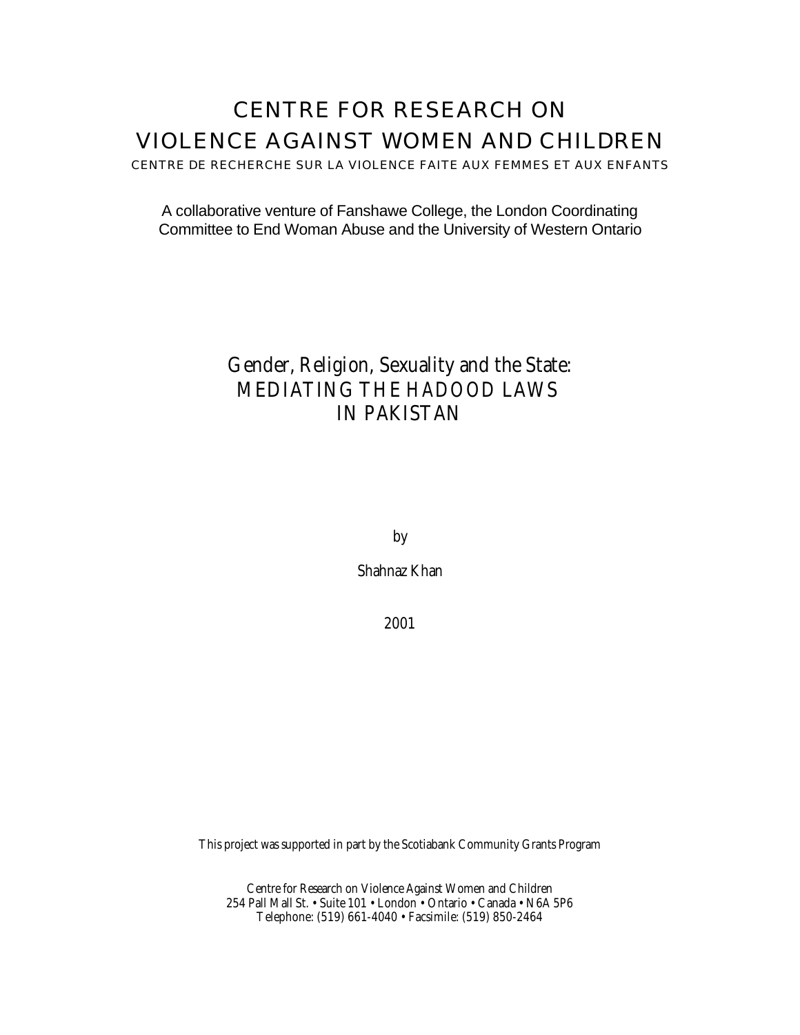# CENTRE FOR RESEARCH ON VIOLENCE AGAINST WOMEN AND CHILDREN

CENTRE DE RECHERCHE SUR LA VIOLENCE FAITE AUX FEMMES ET AUX ENFANTS

A collaborative venture of Fanshawe College, the London Coordinating Committee to End Woman Abuse and the University of Western Ontario

## Gender, Religion, Sexuality and the State: MEDIATING THE HADOOD LAWS IN PAKISTAN

by

Shahnaz Khan

2001

This project was supported in part by the Scotiabank Community Grants Program

Centre for Research on Violence Against Women and Children
254 Pall Mall St. • Suite 101 • London • Ontario • Canada • N6A 5P6
Telephone: (519) 661-4040 • Facsimile: (519) 850-2464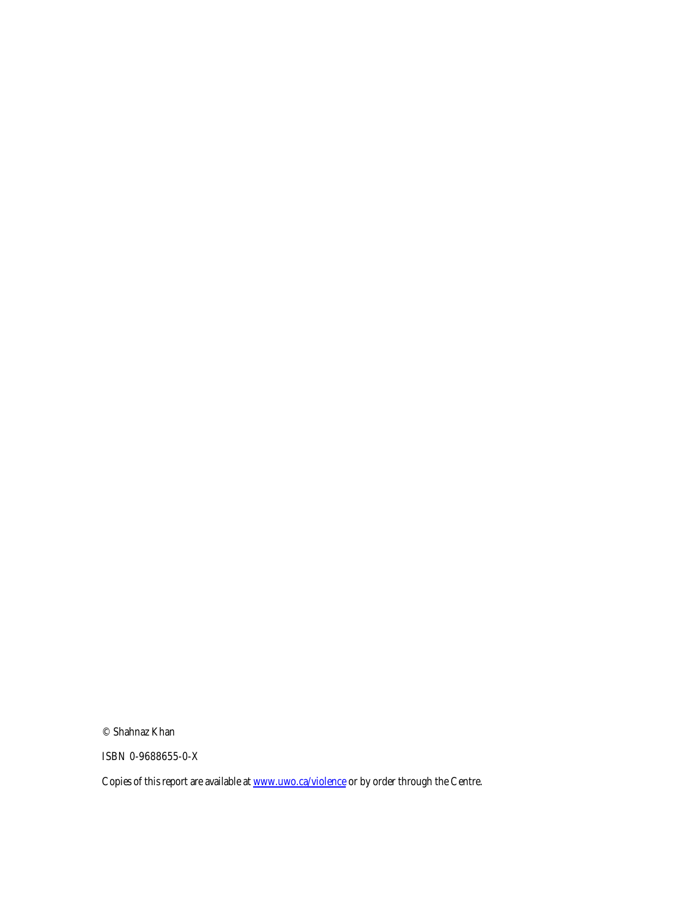© Shahnaz Khan

ISBN 0-9688655-0-X

Copies of this report are available at [www.uwo.ca/violence](www.uwo.ca/violence) or by order through the Centre.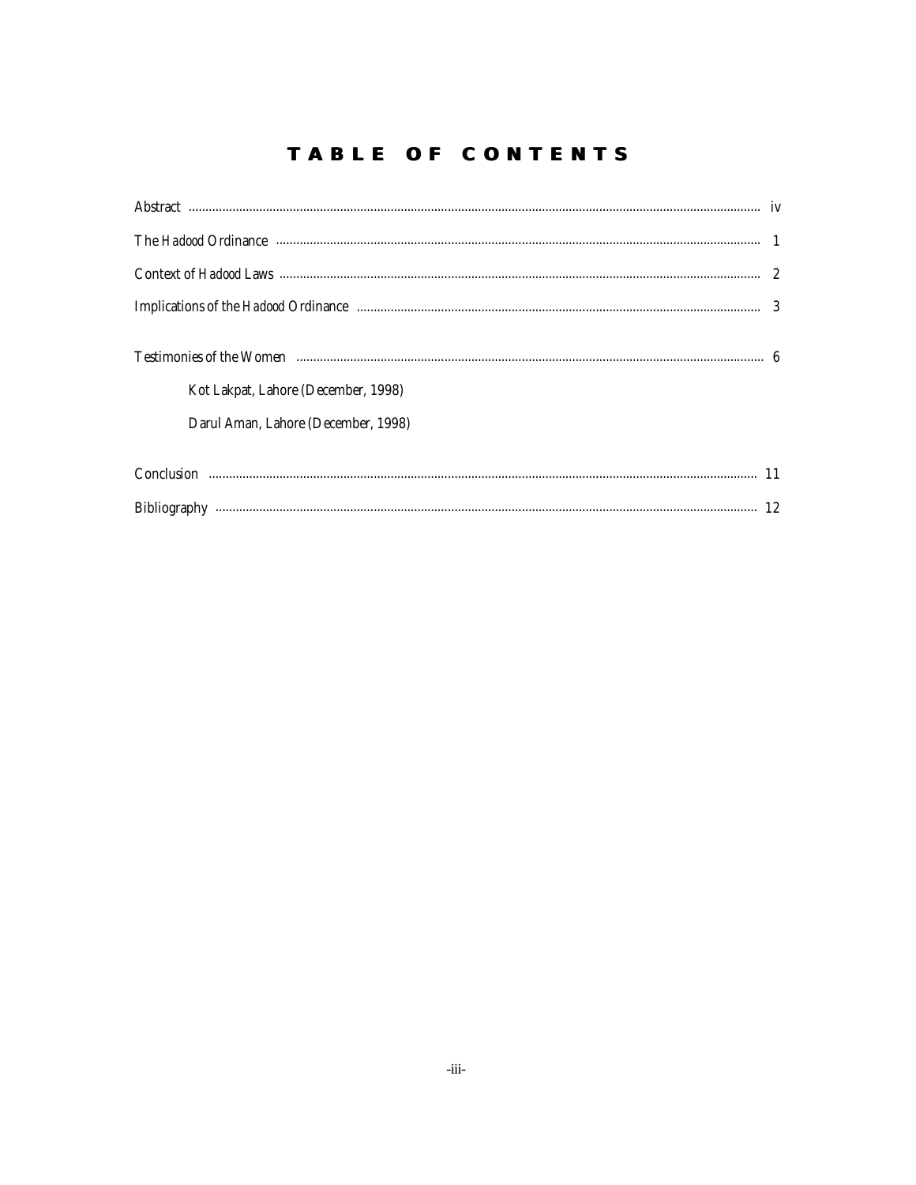# TABLE OF CONTENTS

Abstract ........................................................................................................ iv

The *Hadood* Ordinance ........................................................................................................ 1

Context of *Hadood* Laws ........................................................................................................ 2

Implications of the *Hadood* Ordinance ........................................................................................................ 3

Testimonies of the Women ........................................................................................................ 6

- Kot Lakpat, Lahore (December, 1998)
- Darul Aman, Lahore (December, 1998)

Conclusion ........................................................................................................ 11

Bibliography ........................................................................................................ 12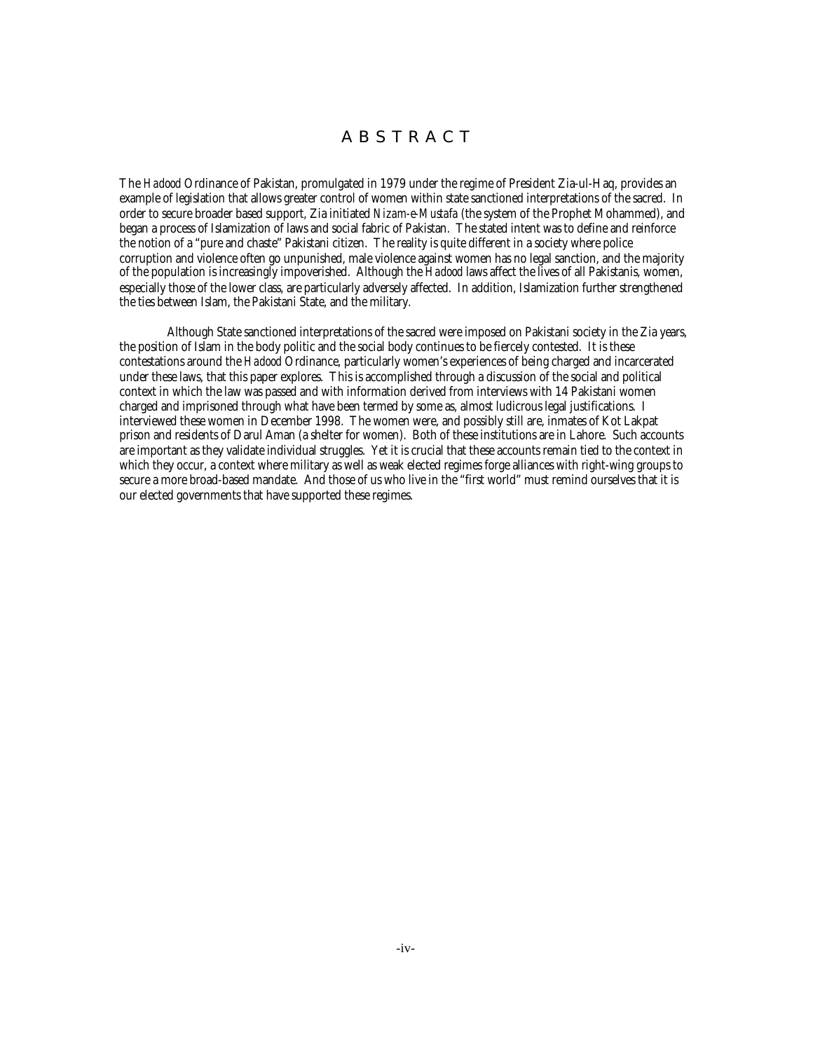# ABSTRACT

The *Hadood* Ordinance of Pakistan, promulgated in 1979 under the regime of President Zia-ul-Haq, provides an example of legislation that allows greater control of women within state sanctioned interpretations of the sacred. In order to secure broader based support, Zia initiated *Nizam-e-Mustafa* (the system of the Prophet Mohammed), and began a process of Islamization of laws and social fabric of Pakistan. The stated intent was to define and reinforce the notion of a "pure and chaste" Pakistani citizen. The reality is quite different in a society where police corruption and violence often go unpunished, male violence against women has no legal sanction, and the majority of the population is increasingly impoverished. Although the *Hadood* laws affect the lives of all Pakistanis, women, especially those of the lower class, are particularly adversely affected. In addition, Islamization further strengthened the ties between Islam, the Pakistani State, and the military.

Although State sanctioned interpretations of the sacred were imposed on Pakistani society in the Zia years, the position of Islam in the body politic and the social body continues to be fiercely contested. It is these contestations around the *Hadood* Ordinance, particularly women's experiences of being charged and incarcerated under these laws, that this paper explores. This is accomplished through a discussion of the social and political context in which the law was passed and with information derived from interviews with 14 Pakistani women charged and imprisoned through what have been termed by some as, almost ludicrous legal justifications. I interviewed these women in December 1998. The women were, and possibly still are, inmates of Kot Lakpat prison and residents of Darul Aman (a shelter for women). Both of these institutions are in Lahore. Such accounts are important as they validate individual struggles. Yet it is crucial that these accounts remain tied to the context in which they occur, a context where military as well as weak elected regimes forge alliances with right-wing groups to secure a more broad-based mandate. And those of us who live in the "first world" must remind ourselves that it is our elected governments that have supported these regimes.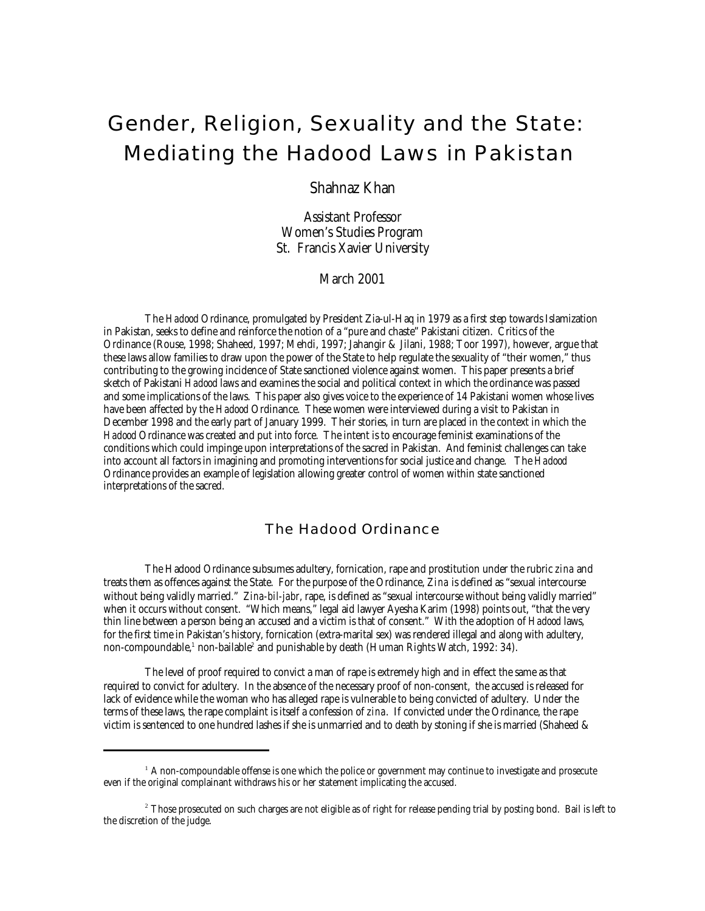# Gender, Religion, Sexuality and the State: Mediating the Hadood Laws in Pakistan

Shahnaz Khan

Assistant Professor
Women's Studies Program
St. Francis Xavier University

March 2001

The *Hadood* Ordinance, promulgated by President Zia-ul-Haq in 1979 as a first step towards Islamization in Pakistan, seeks to define and reinforce the notion of a "pure and chaste" Pakistani citizen. Critics of the Ordinance (Rouse, 1998; Shaheed, 1997; Mehdi, 1997; Jahangir & Jilani, 1988; Toor 1997), however, argue that these laws allow families to draw upon the power of the State to help regulate the sexuality of "their women," thus contributing to the growing incidence of State sanctioned violence against women. This paper presents a brief sketch of Pakistani *Hadood* laws and examines the social and political context in which the ordinance was passed and some implications of the laws. This paper also gives voice to the experience of 14 Pakistani women whose lives have been affected by the *Hadood* Ordinance. These women were interviewed during a visit to Pakistan in December 1998 and the early part of January 1999. Their stories, in turn are placed in the context in which the *Hadood* Ordinance was created and put into force. The intent is to encourage feminist examinations of the conditions which could impinge upon interpretations of the sacred in Pakistan. And feminist challenges can take into account all factors in imagining and promoting interventions for social justice and change. The *Hadood* Ordinance provides an example of legislation allowing greater control of women within state sanctioned interpretations of the sacred.

## The Hadood Ordinance

The Hadood Ordinance subsumes adultery, fornication, rape and prostitution under the rubric *zina* and treats them as offences against the State. For the purpose of the Ordinance, *Zina* is defined as "sexual intercourse without being validly married." *Zina-bil-jabr*, rape, is defined as "sexual intercourse without being validly married" when it occurs without consent. "Which means," legal aid lawyer Ayesha Karim (1998) points out, "that the very thin line between a person being an accused and a victim is that of consent." With the adoption of *Hadood* laws, for the first time in Pakistan's history, fornication (extra-marital sex) was rendered illegal and along with adultery, non-compoundable,[1] non-bailable[2] and punishable by death (Human Rights Watch, 1992: 34).

The level of proof required to convict a man of rape is extremely high and in effect the same as that required to convict for adultery. In the absence of the necessary proof of non-consent, the accused is released for lack of evidence while the woman who has alleged rape is vulnerable to being convicted of adultery. Under the terms of these laws, the rape complaint is itself a confession of *zina*. If convicted under the Ordinance, the rape victim is sentenced to one hundred lashes if she is unmarried and to death by stoning if she is married (Shaheed &

---

[1] A non-compoundable offense is one which the police or government may continue to investigate and prosecute even if the original complainant withdraws his or her statement implicating the accused.

[2] Those prosecuted on such charges are not eligible as of right for release pending trial by posting bond. Bail is left to the discretion of the judge.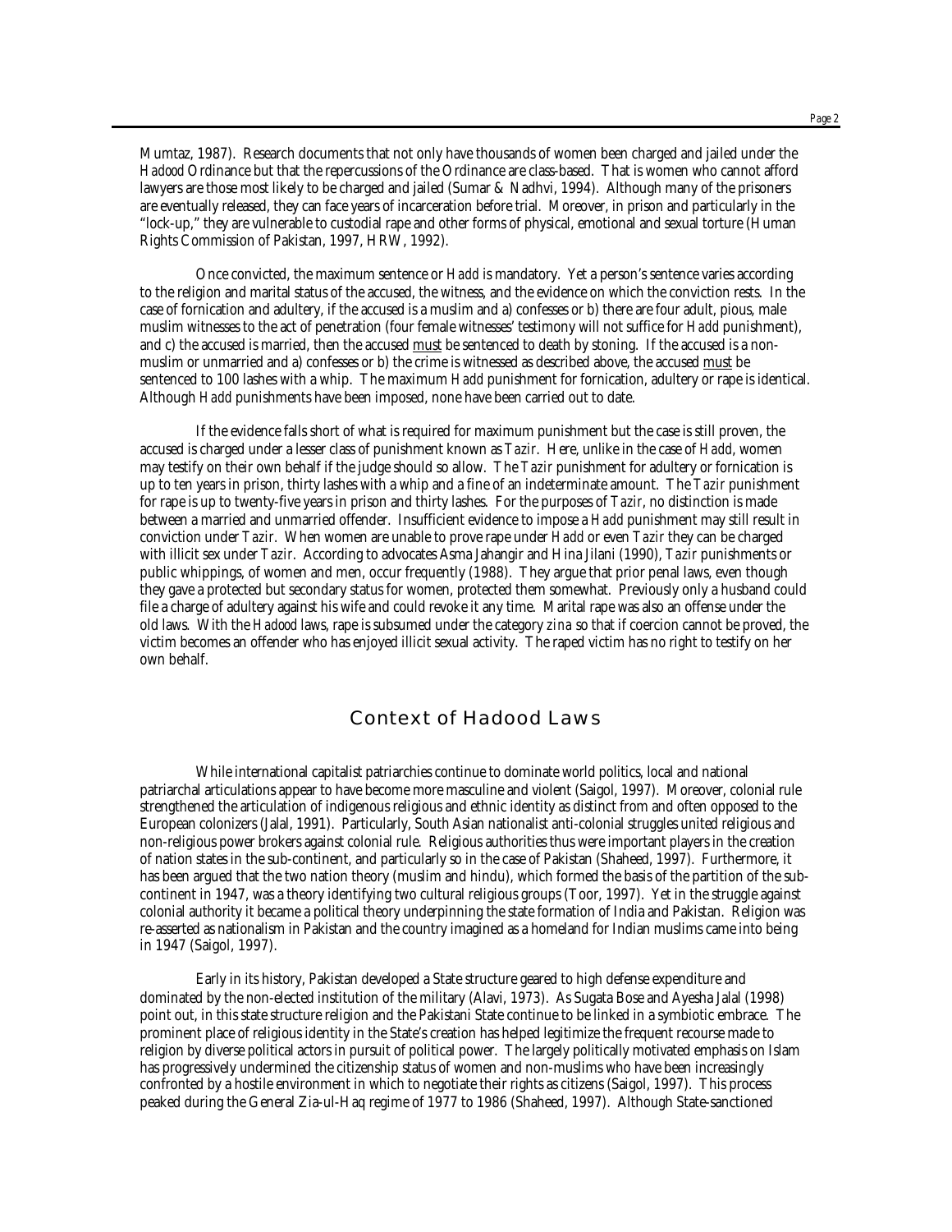Mumtaz, 1987). Research documents that not only have thousands of women been charged and jailed under the *Hadood* Ordinance but that the repercussions of the Ordinance are class-based. That is women who cannot afford lawyers are those most likely to be charged and jailed (Sumar & Nadhvi, 1994). Although many of the prisoners are eventually released, they can face years of incarceration before trial. Moreover, in prison and particularly in the "lock-up," they are vulnerable to custodial rape and other forms of physical, emotional and sexual torture (Human Rights Commission of Pakistan, 1997, HRW, 1992).

Once convicted, the maximum sentence or *Hadd* is mandatory. Yet a person's sentence varies according to the religion and marital status of the accused, the witness, and the evidence on which the conviction rests. In the case of fornication and adultery, if the accused is a muslim and a) confesses or b) there are four adult, pious, male muslim witnesses to the act of penetration (four female witnesses' testimony will not suffice for *Hadd* punishment), and c) the accused is married, then the accused <u>must</u> be sentenced to death by stoning. If the accused is a non-muslim or unmarried and a) confesses or b) the crime is witnessed as described above, the accused <u>must</u> be sentenced to 100 lashes with a whip. The maximum *Hadd* punishment for fornication, adultery or rape is identical. Although *Hadd* punishments have been imposed, none have been carried out to date.

If the evidence falls short of what is required for maximum punishment but the case is still proven, the accused is charged under a lesser class of punishment known as *Tazir*. Here, unlike in the case of *Hadd*, women may testify on their own behalf if the judge should so allow. The *Tazir* punishment for adultery or fornication is up to ten years in prison, thirty lashes with a whip and a fine of an indeterminate amount. The *Tazir* punishment for rape is up to twenty-five years in prison and thirty lashes. For the purposes of *Tazir*, no distinction is made between a married and unmarried offender. Insufficient evidence to impose a *Hadd* punishment may still result in conviction under *Tazir*. When women are unable to prove rape under *Hadd* or even *Tazir* they can be charged with illicit sex under *Tazir*. According to advocates Asma Jahangir and Hina Jilani (1990), *Tazir* punishments or public whippings, of women and men, occur frequently (1988). They argue that prior penal laws, even though they gave a protected but secondary status for women, protected them somewhat. Previously only a husband could file a charge of adultery against his wife and could revoke it any time. Marital rape was also an offense under the old laws. With the *Hadood* laws, rape is subsumed under the category *zina* so that if coercion cannot be proved, the victim becomes an offender who has enjoyed illicit sexual activity. The raped victim has no right to testify on her own behalf.

## Context of Hadood Laws

While international capitalist patriarchies continue to dominate world politics, local and national patriarchal articulations appear to have become more masculine and violent (Saigol, 1997). Moreover, colonial rule strengthened the articulation of indigenous religious and ethnic identity as distinct from and often opposed to the European colonizers (Jalal, 1991). Particularly, South Asian nationalist anti-colonial struggles united religious and non-religious power brokers against colonial rule. Religious authorities thus were important players in the creation of nation states in the sub-continent, and particularly so in the case of Pakistan (Shaheed, 1997). Furthermore, it has been argued that the two nation theory (muslim and hindu), which formed the basis of the partition of the sub-continent in 1947, was a theory identifying two cultural religious groups (Toor, 1997). Yet in the struggle against colonial authority it became a political theory underpinning the state formation of India and Pakistan. Religion was re-asserted as nationalism in Pakistan and the country imagined as a homeland for Indian muslims came into being in 1947 (Saigol, 1997).

Early in its history, Pakistan developed a State structure geared to high defense expenditure and dominated by the non-elected institution of the military (Alavi, 1973). As Sugata Bose and Ayesha Jalal (1998) point out, in this state structure religion and the Pakistani State continue to be linked in a symbiotic embrace. The prominent place of religious identity in the State's creation has helped legitimize the frequent recourse made to religion by diverse political actors in pursuit of political power. The largely politically motivated emphasis on Islam has progressively undermined the citizenship status of women and non-muslims who have been increasingly confronted by a hostile environment in which to negotiate their rights as citizens (Saigol, 1997). This process peaked during the General Zia-ul-Haq regime of 1977 to 1986 (Shaheed, 1997). Although State-sanctioned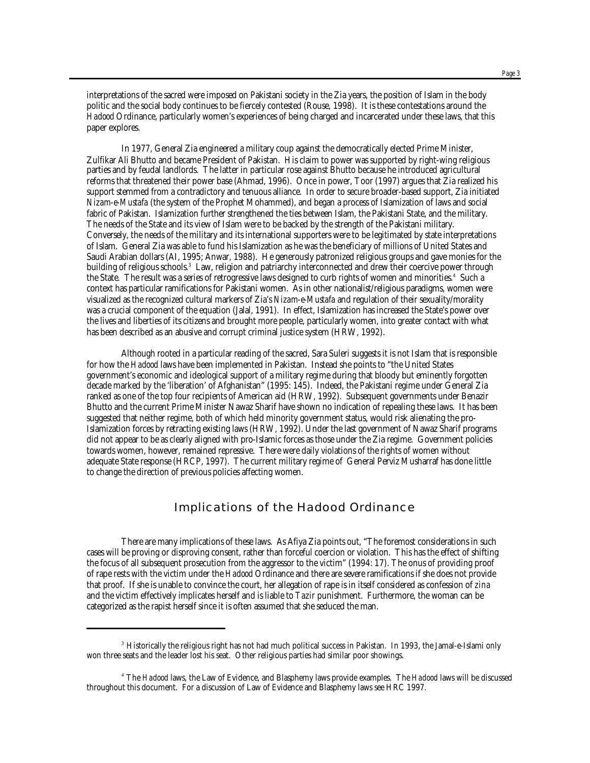interpretations of the sacred were imposed on Pakistani society in the Zia years, the position of Islam in the body politic and the social body continues to be fiercely contested (Rouse, 1998). It is these contestations around the *Hadood* Ordinance, particularly women's experiences of being charged and incarcerated under these laws, that this paper explores.

In 1977, General Zia engineered a military coup against the democratically elected Prime Minister, Zulfikar Ali Bhutto and became President of Pakistan. His claim to power was supported by right-wing religious parties and by feudal landlords. The latter in particular rose against Bhutto because he introduced agricultural reforms that threatened their power base (Ahmad, 1996). Once in power, Toor (1997) argues that Zia realized his support stemmed from a contradictory and tenuous alliance. In order to secure broader-based support, Zia initiated *Nizam-e-Mustafa* (the system of the Prophet Mohammed), and began a process of Islamization of laws and social fabric of Pakistan. Islamization further strengthened the ties between Islam, the Pakistani State, and the military. The needs of the State and its view of Islam were to be backed by the strength of the Pakistani military. Conversely, the needs of the military and its international supporters were to be legitimated by state interpretations of Islam. General Zia was able to fund his Islamization as he was the beneficiary of millions of United States and Saudi Arabian dollars (AI, 1995; Anwar, 1988). He generously patronized religious groups and gave monies for the building of religious schools.[3] Law, religion and patriarchy interconnected and drew their coercive power through the State. The result was a series of retrogressive laws designed to curb rights of women and minorities.[4] Such a context has particular ramifications for Pakistani women. As in other nationalist/religious paradigms, women were visualized as the recognized cultural markers of Zia's *Nizam-e-Mustafa* and regulation of their sexuality/morality was a crucial component of the equation (Jalal, 1991). In effect, Islamization has increased the State's power over the lives and liberties of its citizens and brought more people, particularly women, into greater contact with what has been described as an abusive and corrupt criminal justice system (HRW, 1992).

Although rooted in a particular reading of the sacred, Sara Suleri suggests it is not Islam that is responsible for how the *Hadood* laws have been implemented in Pakistan. Instead she points to "the United States government's economic and ideological support of a military regime during that bloody but eminently forgotten decade marked by the 'liberation' of Afghanistan" (1995: 145). Indeed, the Pakistani regime under General Zia ranked as one of the top four recipients of American aid (HRW, 1992). Subsequent governments under Benazir Bhutto and the current Prime Minister Nawaz Sharif have shown no indication of repealing these laws. It has been suggested that neither regime, both of which held minority government status, would risk alienating the pro-Islamization forces by retracting existing laws (HRW, 1992). Under the last government of Nawaz Sharif programs did not appear to be as clearly aligned with pro-Islamic forces as those under the Zia regime. Government policies towards women, however, remained repressive. There were daily violations of the rights of women without adequate State response (HRCP, 1997). The current military regime of General Perviz Musharraf has done little to change the direction of previous policies affecting women.

## Implications of the Hadood Ordinance

There are many implications of these laws. As Afiya Zia points out, "The foremost considerations in such cases will be proving or disproving consent, rather than forceful coercion or violation. This has the effect of shifting the focus of all subsequent prosecution from the aggressor to the victim" (1994: 17). The onus of providing proof of rape rests with the victim under the *Hadood* Ordinance and there are severe ramifications if she does not provide that proof. If she is unable to convince the court, her allegation of rape is in itself considered as confession of *zina* and the victim effectively implicates herself and is liable to *Tazir* punishment. Furthermore, the woman can be categorized as the rapist herself since it is often assumed that she seduced the man.

---

[3] Historically the religious right has not had much political success in Pakistan. In 1993, the Jamal-e-Islami only won three seats and the leader lost his seat. Other religious parties had similar poor showings.

[4] The *Hadood* laws, the Law of Evidence, and Blasphemy laws provide examples. The *Hadood* laws will be discussed throughout this document. For a discussion of Law of Evidence and Blasphemy laws see HRC 1997.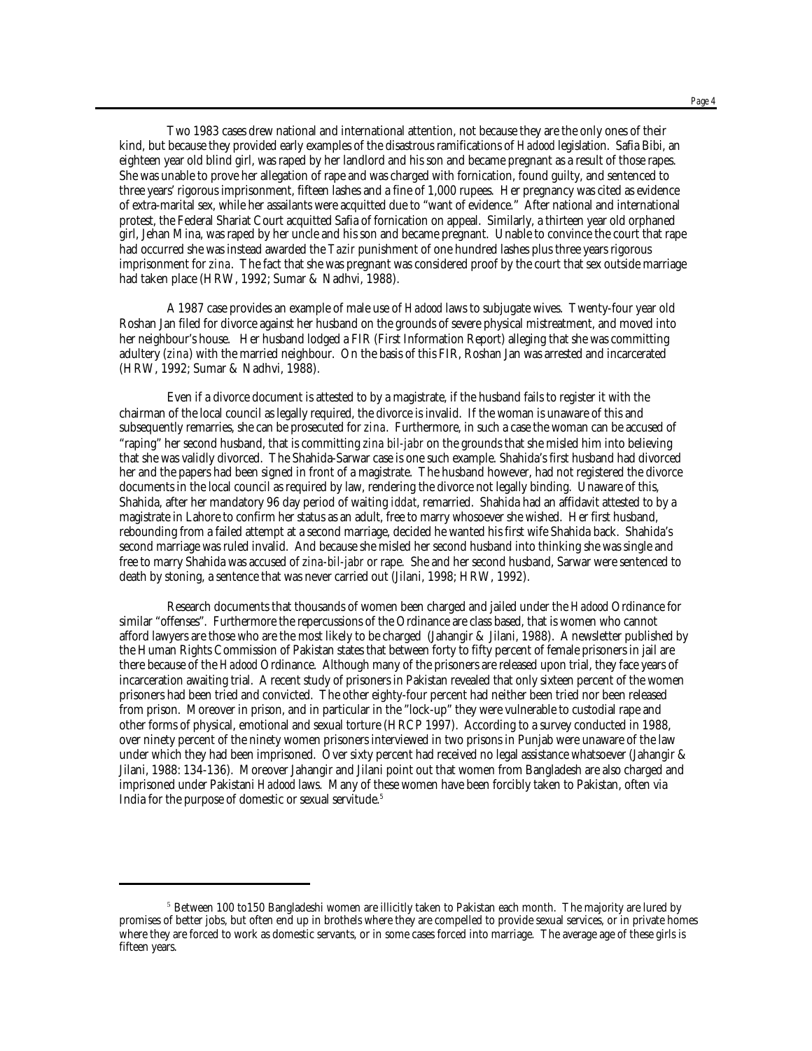Two 1983 cases drew national and international attention, not because they are the only ones of their kind, but because they provided early examples of the disastrous ramifications of *Hadood* legislation. Safia Bibi, an eighteen year old blind girl, was raped by her landlord and his son and became pregnant as a result of those rapes. She was unable to prove her allegation of rape and was charged with fornication, found guilty, and sentenced to three years' rigorous imprisonment, fifteen lashes and a fine of 1,000 rupees. Her pregnancy was cited as evidence of extra-marital sex, while her assailants were acquitted due to "want of evidence." After national and international protest, the Federal Shariat Court acquitted Safia of fornication on appeal. Similarly, a thirteen year old orphaned girl, Jehan Mina, was raped by her uncle and his son and became pregnant. Unable to convince the court that rape had occurred she was instead awarded the *Tazir* punishment of one hundred lashes plus three years rigorous imprisonment for *zina*. The fact that she was pregnant was considered proof by the court that sex outside marriage had taken place (HRW, 1992; Sumar & Nadhvi, 1988).

A 1987 case provides an example of male use of *Hadood* laws to subjugate wives. Twenty-four year old Roshan Jan filed for divorce against her husband on the grounds of severe physical mistreatment, and moved into her neighbour's house. Her husband lodged a FIR (First Information Report) alleging that she was committing adultery (*zina*) with the married neighbour. On the basis of this FIR, Roshan Jan was arrested and incarcerated (HRW, 1992; Sumar & Nadhvi, 1988).

Even if a divorce document is attested to by a magistrate, if the husband fails to register it with the chairman of the local council as legally required, the divorce is invalid. If the woman is unaware of this and subsequently remarries, she can be prosecuted for *zina*. Furthermore, in such a case the woman can be accused of "raping" her second husband, that is committing *zina bil-jabr* on the grounds that she misled him into believing that she was validly divorced. The Shahida-Sarwar case is one such example. Shahida's first husband had divorced her and the papers had been signed in front of a magistrate. The husband however, had not registered the divorce documents in the local council as required by law, rendering the divorce not legally binding. Unaware of this, Shahida, after her mandatory 96 day period of waiting *iddat*, remarried. Shahida had an affidavit attested to by a magistrate in Lahore to confirm her status as an adult, free to marry whosoever she wished. Her first husband, rebounding from a failed attempt at a second marriage, decided he wanted his first wife Shahida back. Shahida's second marriage was ruled invalid. And because she misled her second husband into thinking she was single and free to marry Shahida was accused of *zina-bil-jabr* or rape. She and her second husband, Sarwar were sentenced to death by stoning, a sentence that was never carried out (Jilani, 1998; HRW, 1992).

Research documents that thousands of women been charged and jailed under the *Hadood* Ordinance for similar "offenses". Furthermore the repercussions of the Ordinance are class based, that is women who cannot afford lawyers are those who are the most likely to be charged (Jahangir & Jilani, 1988). A newsletter published by the Human Rights Commission of Pakistan states that between forty to fifty percent of female prisoners in jail are there because of the *Hadood* Ordinance. Although many of the prisoners are released upon trial, they face years of incarceration awaiting trial. A recent study of prisoners in Pakistan revealed that only sixteen percent of the women prisoners had been tried and convicted. The other eighty-four percent had neither been tried nor been released from prison. Moreover in prison, and in particular in the "lock-up" they were vulnerable to custodial rape and other forms of physical, emotional and sexual torture (HRCP 1997). According to a survey conducted in 1988, over ninety percent of the ninety women prisoners interviewed in two prisons in Punjab were unaware of the law under which they had been imprisoned. Over sixty percent had received no legal assistance whatsoever (Jahangir & Jilani, 1988: 134-136). Moreover Jahangir and Jilani point out that women from Bangladesh are also charged and imprisoned under Pakistani *Hadood* laws. Many of these women have been forcibly taken to Pakistan, often via India for the purpose of domestic or sexual servitude.[5]

---

[5] Between 100 to150 Bangladeshi women are illicitly taken to Pakistan each month. The majority are lured by promises of better jobs, but often end up in brothels where they are compelled to provide sexual services, or in private homes where they are forced to work as domestic servants, or in some cases forced into marriage. The average age of these girls is fifteen years.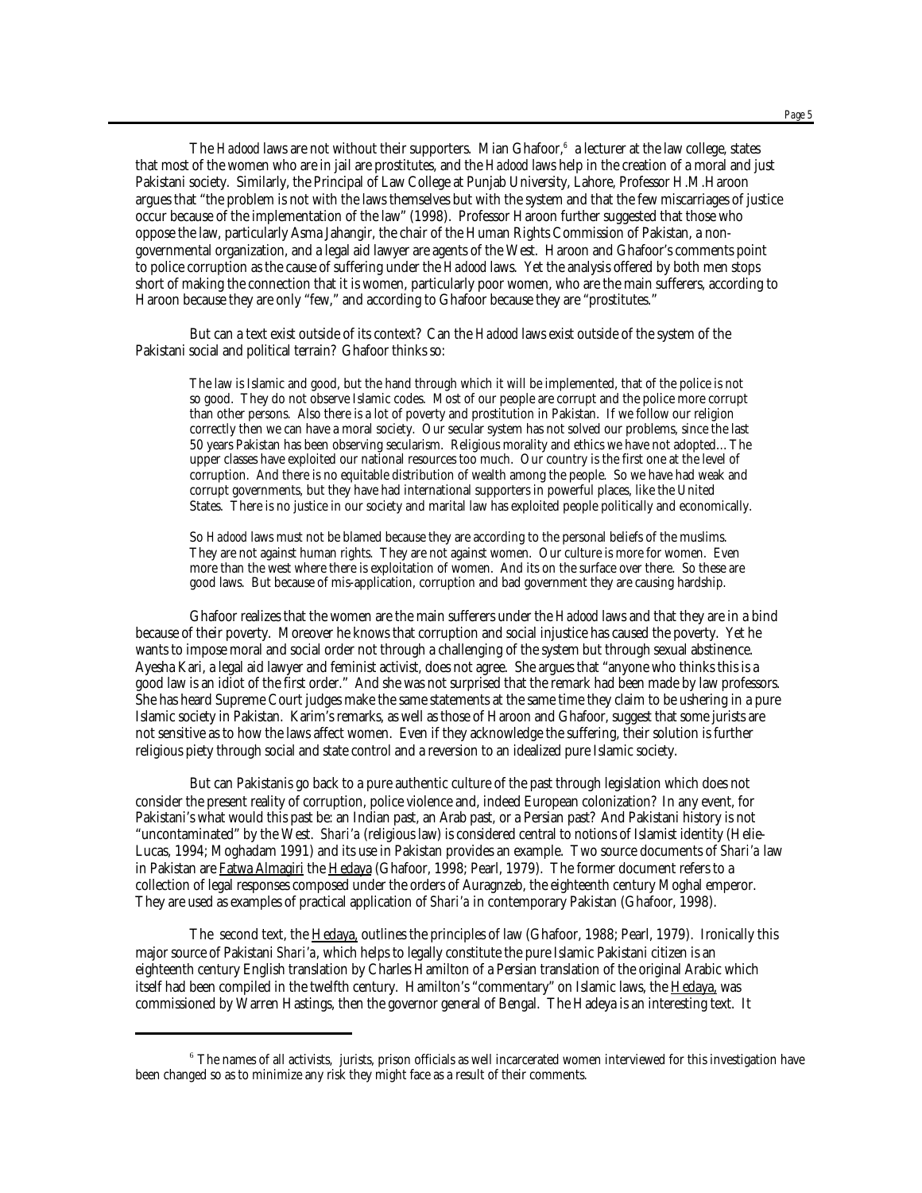The *Hadood* laws are not without their supporters. Mian Ghafoor,[6] a lecturer at the law college, states that most of the women who are in jail are prostitutes, and the *Hadood* laws help in the creation of a moral and just Pakistani society. Similarly, the Principal of Law College at Punjab University, Lahore, Professor H.M.Haroon argues that "the problem is not with the laws themselves but with the system and that the few miscarriages of justice occur because of the implementation of the law" (1998). Professor Haroon further suggested that those who oppose the law, particularly Asma Jahangir, the chair of the Human Rights Commission of Pakistan, a non-governmental organization, and a legal aid lawyer are agents of the West. Haroon and Ghafoor's comments point to police corruption as the cause of suffering under the *Hadood* laws. Yet the analysis offered by both men stops short of making the connection that it is women, particularly poor women, who are the main sufferers, according to Haroon because they are only "few," and according to Ghafoor because they are "prostitutes."

But can a text exist outside of its context? Can the *Hadood* laws exist outside of the system of the Pakistani social and political terrain? Ghafoor thinks so:

> The law is Islamic and good, but the hand through which it will be implemented, that of the police is not so good. They do not observe Islamic codes. Most of our people are corrupt and the police more corrupt than other persons. Also there is a lot of poverty and prostitution in Pakistan. If we follow our religion correctly then we can have a moral society. Our secular system has not solved our problems, since the last 50 years Pakistan has been observing secularism. Religious morality and ethics we have not adopted... The upper classes have exploited our national resources too much. Our country is the first one at the level of corruption. And there is no equitable distribution of wealth among the people. So we have had weak and corrupt governments, but they have had international supporters in powerful places, like the United States. There is no justice in our society and marital law has exploited people politically and economically.
>
> So *Hadood* laws must not be blamed because they are according to the personal beliefs of the muslims. They are not against human rights. They are not against women. Our culture is more for women. Even more than the west where there is exploitation of women. And its on the surface over there. So these are good laws. But because of mis-application, corruption and bad government they are causing hardship.

Ghafoor realizes that the women are the main sufferers under the *Hadood* laws and that they are in a bind because of their poverty. Moreover he knows that corruption and social injustice has caused the poverty. Yet he wants to impose moral and social order not through a challenging of the system but through sexual abstinence. Ayesha Kari, a legal aid lawyer and feminist activist, does not agree. She argues that "anyone who thinks this is a good law is an idiot of the first order." And she was not surprised that the remark had been made by law professors. She has heard Supreme Court judges make the same statements at the same time they claim to be ushering in a pure Islamic society in Pakistan. Karim's remarks, as well as those of Haroon and Ghafoor, suggest that some jurists are not sensitive as to how the laws affect women. Even if they acknowledge the suffering, their solution is further religious piety through social and state control and a reversion to an idealized pure Islamic society.

But can Pakistanis go back to a pure authentic culture of the past through legislation which does not consider the present reality of corruption, police violence and, indeed European colonization? In any event, for Pakistani's what would this past be: an Indian past, an Arab past, or a Persian past? And Pakistani history is not "uncontaminated" by the West. *Shari'a* (religious law) is considered central to notions of Islamist identity (Helie-Lucas, 1994; Moghadam 1991) and its use in Pakistan provides an example. Two source documents of *Shari'a* law in Pakistan are <u>Fatwa Almagiri</u> the <u>Hedaya</u> (Ghafoor, 1998; Pearl, 1979). The former document refers to a collection of legal responses composed under the orders of Auragnzeb, the eighteenth century Moghal emperor. They are used as examples of practical application of *Shari'a* in contemporary Pakistan (Ghafoor, 1998).

The second text, the <u>Hedaya,</u> outlines the principles of law (Ghafoor, 1988; Pearl, 1979). Ironically this major source of Pakistani *Shari'a*, which helps to legally constitute the pure Islamic Pakistani citizen is an eighteenth century English translation by Charles Hamilton of a Persian translation of the original Arabic which itself had been compiled in the twelfth century. Hamilton's "commentary" on Islamic laws, the <u>Hedaya,</u> was commissioned by Warren Hastings, then the governor general of Bengal. The Hadeya is an interesting text. It

---

[6] The names of all activists, jurists, prison officials as well incarcerated women interviewed for this investigation have been changed so as to minimize any risk they might face as a result of their comments.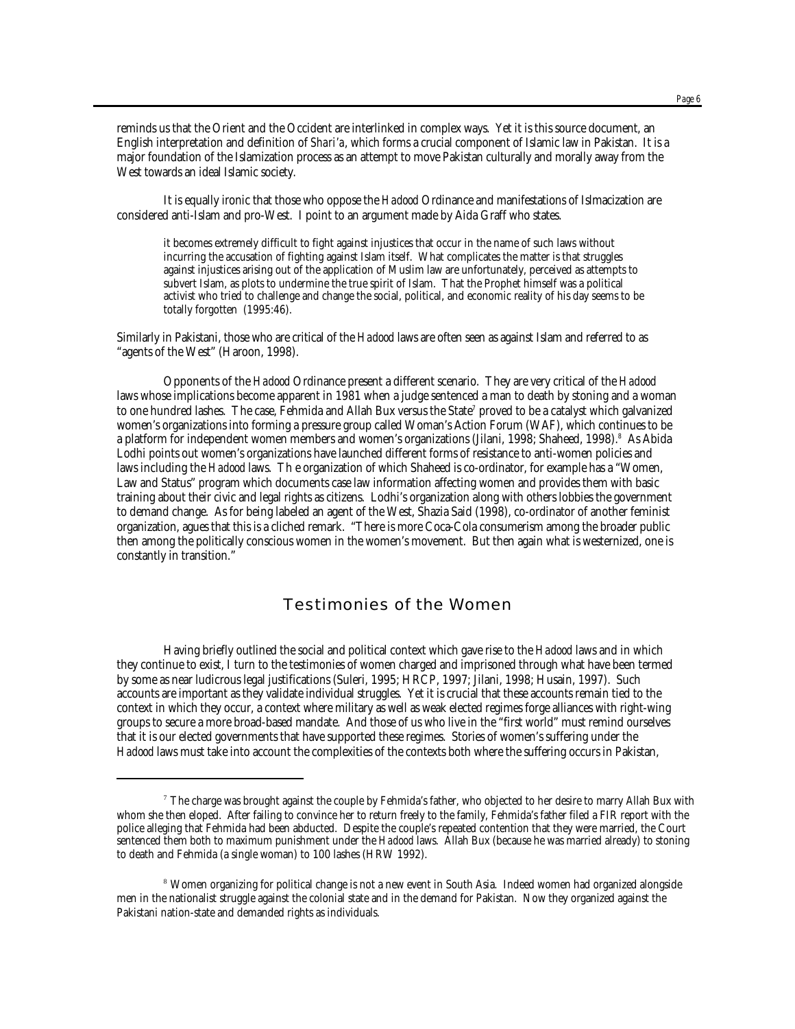reminds us that the Orient and the Occident are interlinked in complex ways. Yet it is this source document, an English interpretation and definition of *Shari'a*, which forms a crucial component of Islamic law in Pakistan. It is a major foundation of the Islamization process as an attempt to move Pakistan culturally and morally away from the West towards an ideal Islamic society.

It is equally ironic that those who oppose the *Hadood* Ordinance and manifestations of Islmacization are considered anti-Islam and pro-West. I point to an argument made by Aida Graff who states.

> it becomes extremely difficult to fight against injustices that occur in the name of such laws without incurring the accusation of fighting against Islam itself. What complicates the matter is that struggles against injustices arising out of the application of Muslim law are unfortunately, perceived as attempts to subvert Islam, as plots to undermine the true spirit of Islam. That the Prophet himself was a political activist who tried to challenge and change the social, political, and economic reality of his day seems to be totally forgotten (1995:46).

Similarly in Pakistani, those who are critical of the *Hadood* laws are often seen as against Islam and referred to as "agents of the West" (Haroon, 1998).

Opponents of the *Hadood* Ordinance present a different scenario. They are very critical of the *Hadood* laws whose implications become apparent in 1981 when a judge sentenced a man to death by stoning and a woman to one hundred lashes. The case, Fehmida and Allah Bux versus the State[7] proved to be a catalyst which galvanized women's organizations into forming a pressure group called Woman's Action Forum (WAF), which continues to be a platform for independent women members and women's organizations (Jilani, 1998; Shaheed, 1998).[8] As Abida Lodhi points out women's organizations have launched different forms of resistance to anti-women policies and laws including the *Hadood* laws. Th e organization of which Shaheed is co-ordinator, for example has a "Women, Law and Status" program which documents case law information affecting women and provides them with basic training about their civic and legal rights as citizens. Lodhi's organization along with others lobbies the government to demand change. As for being labeled an agent of the West, Shazia Said (1998), co-ordinator of another feminist organization, agues that this is a cliched remark. "There is more Coca-Cola consumerism among the broader public then among the politically conscious women in the women's movement. But then again what is westernized, one is constantly in transition."

## Testimonies of the Women

Having briefly outlined the social and political context which gave rise to the *Hadood* laws and in which they continue to exist, I turn to the testimonies of women charged and imprisoned through what have been termed by some as near ludicrous legal justifications (Suleri, 1995; HRCP, 1997; Jilani, 1998; Husain, 1997). Such accounts are important as they validate individual struggles. Yet it is crucial that these accounts remain tied to the context in which they occur, a context where military as well as weak elected regimes forge alliances with right-wing groups to secure a more broad-based mandate. And those of us who live in the "first world" must remind ourselves that it is our elected governments that have supported these regimes. Stories of women's suffering under the *Hadood* laws must take into account the complexities of the contexts both where the suffering occurs in Pakistan,

---

[7] The charge was brought against the couple by Fehmida's father, who objected to her desire to marry Allah Bux with whom she then eloped. After failing to convince her to return freely to the family, Fehmida's father filed a FIR report with the police alleging that Fehmida had been abducted. Despite the couple's repeated contention that they were married, the Court sentenced them both to maximum punishment under the *Hadood* laws. Allah Bux (because he was married already) to stoning to death and Fehmida (a single woman) to 100 lashes (HRW 1992).

[8] Women organizing for political change is not a new event in South Asia. Indeed women had organized alongside men in the nationalist struggle against the colonial state and in the demand for Pakistan. Now they organized against the Pakistani nation-state and demanded rights as individuals.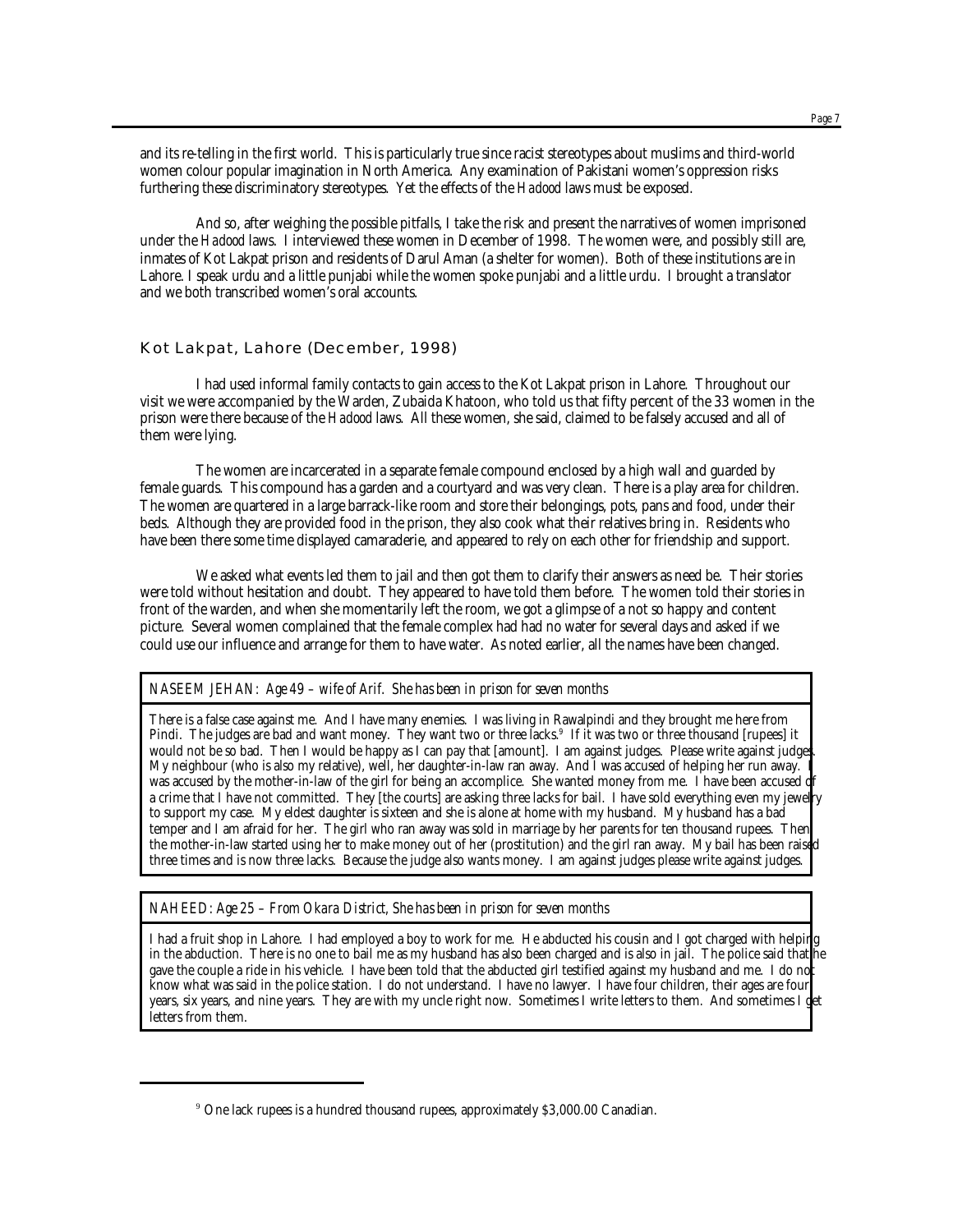and its re-telling in the first world. This is particularly true since racist stereotypes about muslims and third-world women colour popular imagination in North America. Any examination of Pakistani women's oppression risks furthering these discriminatory stereotypes. Yet the effects of the *Hadood* laws must be exposed.

And so, after weighing the possible pitfalls, I take the risk and present the narratives of women imprisoned under the *Hadood* laws. I interviewed these women in December of 1998. The women were, and possibly still are, inmates of Kot Lakpat prison and residents of Darul Aman (a shelter for women). Both of these institutions are in Lahore. I speak urdu and a little punjabi while the women spoke punjabi and a little urdu. I brought a translator and we both transcribed women's oral accounts.

## Kot Lakpat, Lahore (December, 1998)

I had used informal family contacts to gain access to the Kot Lakpat prison in Lahore. Throughout our visit we were accompanied by the Warden, Zubaida Khatoon, who told us that fifty percent of the 33 women in the prison were there because of the *Hadood* laws. All these women, she said, claimed to be falsely accused and all of them were lying.

The women are incarcerated in a separate female compound enclosed by a high wall and guarded by female guards. This compound has a garden and a courtyard and was very clean. There is a play area for children. The women are quartered in a large barrack-like room and store their belongings, pots, pans and food, under their beds. Although they are provided food in the prison, they also cook what their relatives bring in. Residents who have been there some time displayed camaraderie, and appeared to rely on each other for friendship and support.

We asked what events led them to jail and then got them to clarify their answers as need be. Their stories were told without hesitation and doubt. They appeared to have told them before. The women told their stories in front of the warden, and when she momentarily left the room, we got a glimpse of a not so happy and content picture. Several women complained that the female complex had had no water for several days and asked if we could use our influence and arrange for them to have water. As noted earlier, all the names have been changed.

*NASEEM JEHAN: Age 49 – wife of Arif. She has been in prison for seven months*

There is a false case against me. And I have many enemies. I was living in Rawalpindi and they brought me here from Pindi. The judges are bad and want money. They want two or three lacks.[9] If it was two or three thousand [rupees] it would not be so bad. Then I would be happy as I can pay that [amount]. I am against judges. Please write against judges. My neighbour (who is also my relative), well, her daughter-in-law ran away. And I was accused of helping her run away. I was accused by the mother-in-law of the girl for being an accomplice. She wanted money from me. I have been accused of a crime that I have not committed. They [the courts] are asking three lacks for bail. I have sold everything even my jewelry to support my case. My eldest daughter is sixteen and she is alone at home with my husband. My husband has a bad temper and I am afraid for her. The girl who ran away was sold in marriage by her parents for ten thousand rupees. Then the mother-in-law started using her to make money out of her (prostitution) and the girl ran away. My bail has been raised three times and is now three lacks. Because the judge also wants money. I am against judges please write against judges.

*NAHEED: Age 25 – From Okara District, She has been in prison for seven months*

I had a fruit shop in Lahore. I had employed a boy to work for me. He abducted his cousin and I got charged with helping in the abduction. There is no one to bail me as my husband has also been charged and is also in jail. The police said that he gave the couple a ride in his vehicle. I have been told that the abducted girl testified against my husband and me. I do not know what was said in the police station. I do not understand. I have no lawyer. I have four children, their ages are four years, six years, and nine years. They are with my uncle right now. Sometimes I write letters to them. And sometimes I get letters from them.

[9] One lack rupees is a hundred thousand rupees, approximately $3,000.00 Canadian.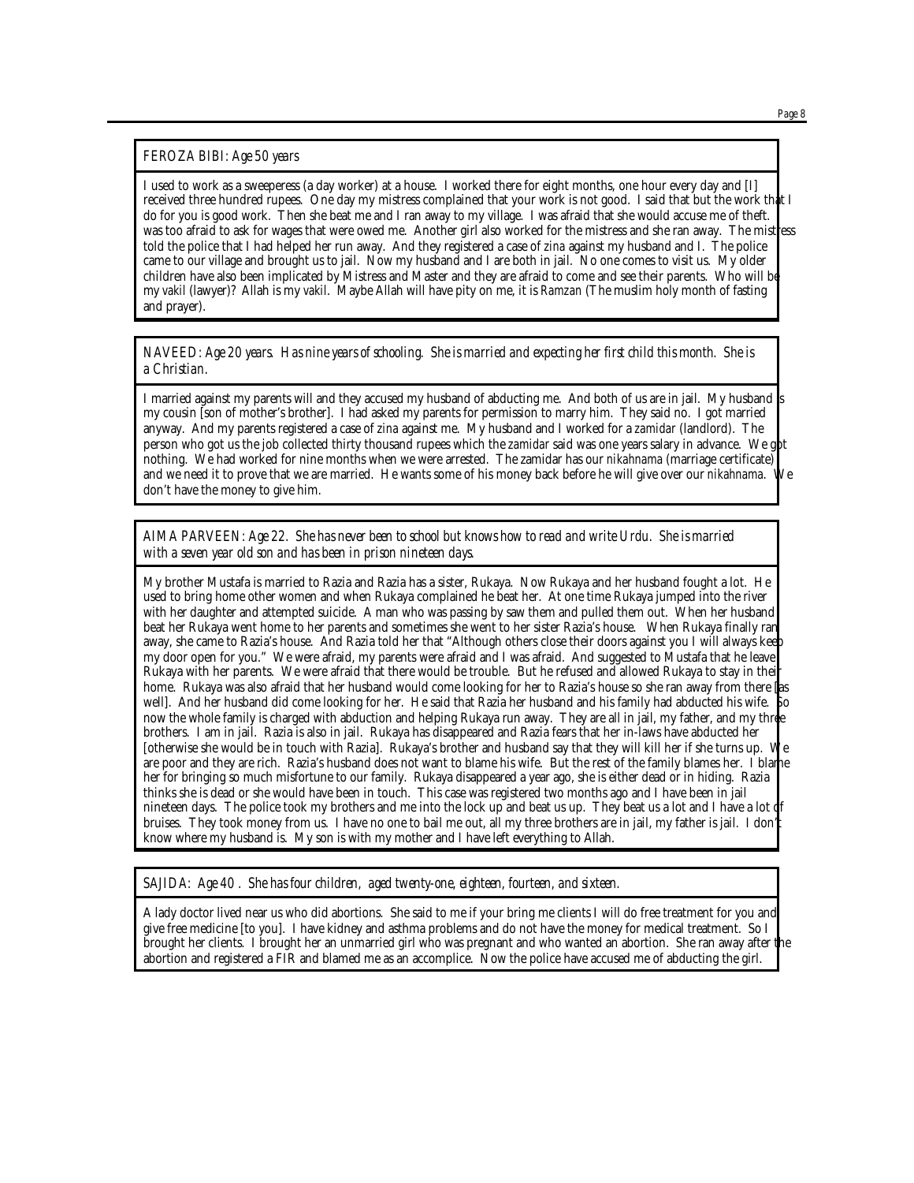*FEROZA BIBI: Age 50 years*

I used to work as a sweeperess (a day worker) at a house. I worked there for eight months, one hour every day and [I] received three hundred rupees. One day my mistress complained that your work is not good. I said that but the work that I do for you is good work. Then she beat me and I ran away to my village. I was afraid that she would accuse me of theft. was too afraid to ask for wages that were owed me. Another girl also worked for the mistress and she ran away. The mistress told the police that I had helped her run away. And they registered a case of *zina* against my husband and I. The police came to our village and brought us to jail. Now my husband and I are both in jail. No one comes to visit us. My older children have also been implicated by Mistress and Master and they are afraid to come and see their parents. Who will be my *vakil* (lawyer)? Allah is my *vakil*. Maybe Allah will have pity on me, it is *Ramzan* (The muslim holy month of fasting and prayer).

*NAVEED: Age 20 years. Has nine years of schooling. She is married and expecting her first child this month. She is a Christian.*

I married against my parents will and they accused my husband of abducting me. And both of us are in jail. My husband is my cousin [son of mother's brother]. I had asked my parents for permission to marry him. They said no. I got married anyway. And my parents registered a case of *zina* against me. My husband and I worked for a *zamidar* (landlord). The person who got us the job collected thirty thousand rupees which the *zamidar* said was one years salary in advance. We got nothing. We had worked for nine months when we were arrested. The zamidar has our *nikahnama* (marriage certificate) and we need it to prove that we are married. He wants some of his money back before he will give over our *nikahnama*. We don't have the money to give him.

*AIMA PARVEEN: Age 22. She has never been to school but knows how to read and write Urdu. She is married with a seven year old son and has been in prison nineteen days.*

My brother Mustafa is married to Razia and Razia has a sister, Rukaya. Now Rukaya and her husband fought a lot. He used to bring home other women and when Rukaya complained he beat her. At one time Rukaya jumped into the river with her daughter and attempted suicide. A man who was passing by saw them and pulled them out. When her husband beat her Rukaya went home to her parents and sometimes she went to her sister Razia's house. When Rukaya finally ran away, she came to Razia's house. And Razia told her that "Although others close their doors against you I will always keep my door open for you." We were afraid, my parents were afraid and I was afraid. And suggested to Mustafa that he leave Rukaya with her parents. We were afraid that there would be trouble. But he refused and allowed Rukaya to stay in their home. Rukaya was also afraid that her husband would come looking for her to Razia's house so she ran away from there [as well]. And her husband did come looking for her. He said that Razia her husband and his family had abducted his wife. So now the whole family is charged with abduction and helping Rukaya run away. They are all in jail, my father, and my three brothers. I am in jail. Razia is also in jail. Rukaya has disappeared and Razia fears that her in-laws have abducted her [otherwise she would be in touch with Razia]. Rukaya's brother and husband say that they will kill her if she turns up. We are poor and they are rich. Razia's husband does not want to blame his wife. But the rest of the family blames her. I blame her for bringing so much misfortune to our family. Rukaya disappeared a year ago, she is either dead or in hiding. Razia thinks she is dead or she would have been in touch. This case was registered two months ago and I have been in jail nineteen days. The police took my brothers and me into the lock up and beat us up. They beat us a lot and I have a lot of bruises. They took money from us. I have no one to bail me out, all my three brothers are in jail, my father is jail. I don't know where my husband is. My son is with my mother and I have left everything to Allah.

*SAJIDA: Age 40 . She has four children, aged twenty-one, eighteen, fourteen, and sixteen.*

A lady doctor lived near us who did abortions. She said to me if your bring me clients I will do free treatment for you and give free medicine [to you]. I have kidney and asthma problems and do not have the money for medical treatment. So I brought her clients. I brought her an unmarried girl who was pregnant and who wanted an abortion. She ran away after the abortion and registered a FIR and blamed me as an accomplice. Now the police have accused me of abducting the girl.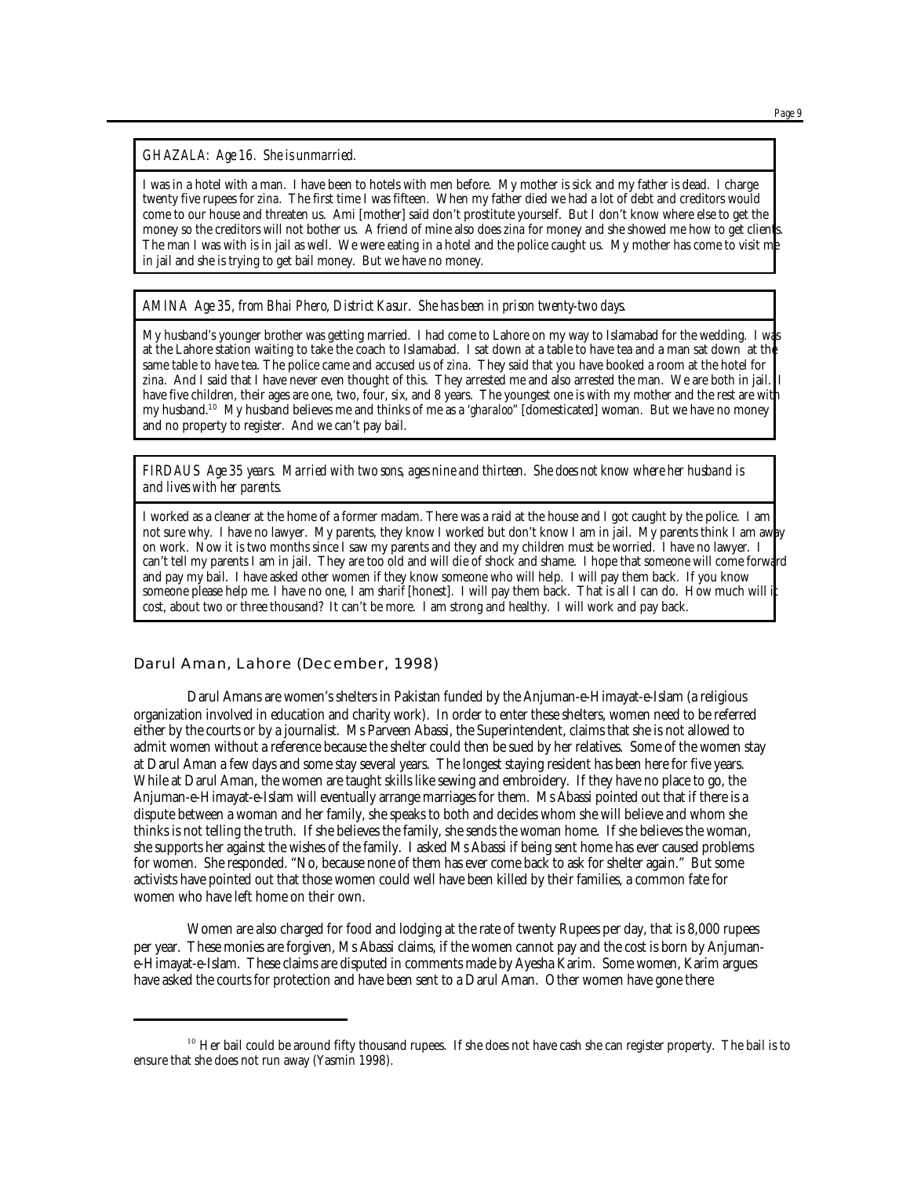*GHAZALA: Age 16. She is unmarried.*

I was in a hotel with a man. I have been to hotels with men before. My mother is sick and my father is dead. I charge twenty five rupees for *zina*. The first time I was fifteen. When my father died we had a lot of debt and creditors would come to our house and threaten us. Ami [mother] said don't prostitute yourself. But I don't know where else to get the money so the creditors will not bother us. A friend of mine also does *zina* for money and she showed me how to get clients. The man I was with is in jail as well. We were eating in a hotel and the police caught us. My mother has come to visit me in jail and she is trying to get bail money. But we have no money.

*AMINA Age 35, from Bhai Phero, District Kasur. She has been in prison twenty-two days.*

My husband's younger brother was getting married. I had come to Lahore on my way to Islamabad for the wedding. I was at the Lahore station waiting to take the coach to Islamabad. I sat down at a table to have tea and a man sat down at the same table to have tea. The police came and accused us of *zina*. They said that you have booked a room at the hotel for *zina*. And I said that I have never even thought of this. They arrested me and also arrested the man. We are both in jail. I have five children, their ages are one, two, four, six, and 8 years. The youngest one is with my mother and the rest are with my husband.[10] My husband believes me and thinks of me as a '*gharaloo*" [domesticated] woman. But we have no money and no property to register. And we can't pay bail.

*FIRDAUS Age 35 years. Married with two sons, ages nine and thirteen. She does not know where her husband is and lives with her parents.*

I worked as a cleaner at the home of a former madam. There was a raid at the house and I got caught by the police. I am not sure why. I have no lawyer. My parents, they know I worked but don't know I am in jail. My parents think I am away on work. Now it is two months since I saw my parents and they and my children must be worried. I have no lawyer. I can't tell my parents I am in jail. They are too old and will die of shock and shame. I hope that someone will come forward and pay my bail. I have asked other women if they know someone who will help. I will pay them back. If you know someone please help me. I have no one, I am *sharif* [honest]. I will pay them back. That is all I can do. How much will it cost, about two or three thousand? It can't be more. I am strong and healthy. I will work and pay back.

## Darul Aman, Lahore (December, 1998)

Darul Amans are women's shelters in Pakistan funded by the Anjuman-e-Himayat-e-Islam (a religious organization involved in education and charity work). In order to enter these shelters, women need to be referred either by the courts or by a journalist. Ms Parveen Abassi, the Superintendent, claims that she is not allowed to admit women without a reference because the shelter could then be sued by her relatives. Some of the women stay at Darul Aman a few days and some stay several years. The longest staying resident has been here for five years. While at Darul Aman, the women are taught skills like sewing and embroidery. If they have no place to go, the Anjuman-e-Himayat-e-Islam will eventually arrange marriages for them. Ms Abassi pointed out that if there is a dispute between a woman and her family, she speaks to both and decides whom she will believe and whom she thinks is not telling the truth. If she believes the family, she sends the woman home. If she believes the woman, she supports her against the wishes of the family. I asked Ms Abassi if being sent home has ever caused problems for women. She responded. "No, because none of them has ever come back to ask for shelter again." But some activists have pointed out that those women could well have been killed by their families, a common fate for women who have left home on their own.

Women are also charged for food and lodging at the rate of twenty Rupees per day, that is 8,000 rupees per year. These monies are forgiven, Ms Abassi claims, if the women cannot pay and the cost is born by Anjuman-e-Himayat-e-Islam. These claims are disputed in comments made by Ayesha Karim. Some women, Karim argues have asked the courts for protection and have been sent to a Darul Aman. Other women have gone there

---

[10] Her bail could be around fifty thousand rupees. If she does not have cash she can register property. The bail is to ensure that she does not run away (Yasmin 1998).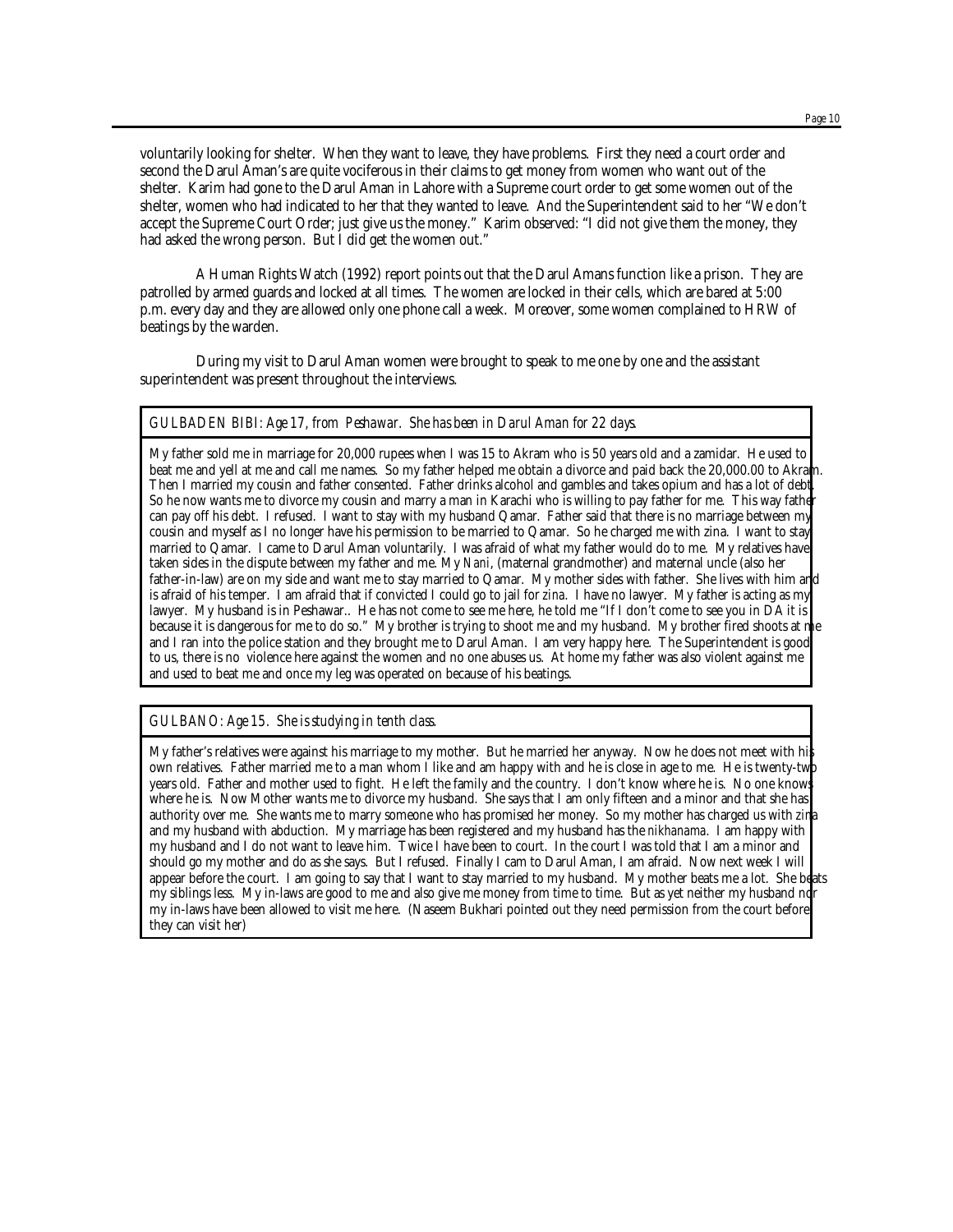voluntarily looking for shelter. When they want to leave, they have problems. First they need a court order and second the Darul Aman's are quite vociferous in their claims to get money from women who want out of the shelter. Karim had gone to the Darul Aman in Lahore with a Supreme court order to get some women out of the shelter, women who had indicated to her that they wanted to leave. And the Superintendent said to her "We don't accept the Supreme Court Order; just give us the money." Karim observed: "I did not give them the money, they had asked the wrong person. But I did get the women out."

A Human Rights Watch (1992) report points out that the Darul Amans function like a prison. They are patrolled by armed guards and locked at all times. The women are locked in their cells, which are bared at 5:00 p.m. every day and they are allowed only one phone call a week. Moreover, some women complained to HRW of beatings by the warden.

During my visit to Darul Aman women were brought to speak to me one by one and the assistant superintendent was present throughout the interviews.

*GULBADEN BIBI: Age 17, from Peshawar. She has been in Darul Aman for 22 days.*

My father sold me in marriage for 20,000 rupees when I was 15 to Akram who is 50 years old and a zamidar. He used to beat me and yell at me and call me names. So my father helped me obtain a divorce and paid back the 20,000.00 to Akram. Then I married my cousin and father consented. Father drinks alcohol and gambles and takes opium and has a lot of debt. So he now wants me to divorce my cousin and marry a man in Karachi who is willing to pay father for me. This way father can pay off his debt. I refused. I want to stay with my husband Qamar. Father said that there is no marriage between my cousin and myself as I no longer have his permission to be married to Qamar. So he charged me with *zina*. I want to stay married to Qamar. I came to Darul Aman voluntarily. I was afraid of what my father would do to me. My relatives have taken sides in the dispute between my father and me. My *Nani*, (maternal grandmother) and maternal uncle (also her father-in-law) are on my side and want me to stay married to Qamar. My mother sides with father. She lives with him and is afraid of his temper. I am afraid that if convicted I could go to jail for *zina*. I have no lawyer. My father is acting as my lawyer. My husband is in Peshawar.. He has not come to see me here, he told me "If I don't come to see you in DA it is because it is dangerous for me to do so." My brother is trying to shoot me and my husband. My brother fired shoots at me and I ran into the police station and they brought me to Darul Aman. I am very happy here. The Superintendent is good to us, there is no violence here against the women and no one abuses us. At home my father was also violent against me and used to beat me and once my leg was operated on because of his beatings.

*GULBANO: Age 15. She is studying in tenth class.*

My father's relatives were against his marriage to my mother. But he married her anyway. Now he does not meet with his own relatives. Father married me to a man whom I like and am happy with and he is close in age to me. He is twenty-two years old. Father and mother used to fight. He left the family and the country. I don't know where he is. No one knows where he is. Now Mother wants me to divorce my husband. She says that I am only fifteen and a minor and that she has authority over me. She wants me to marry someone who has promised her money. So my mother has charged us with *zina* and my husband with abduction. My marriage has been registered and my husband has the *nikhanama*. I am happy with my husband and I do not want to leave him. Twice I have been to court. In the court I was told that I am a minor and should go my mother and do as she says. But I refused. Finally I cam to Darul Aman, I am afraid. Now next week I will appear before the court. I am going to say that I want to stay married to my husband. My mother beats me a lot. She beats my siblings less. My in-laws are good to me and also give me money from time to time. But as yet neither my husband nor my in-laws have been allowed to visit me here. (Naseem Bukhari pointed out they need permission from the court before they can visit her)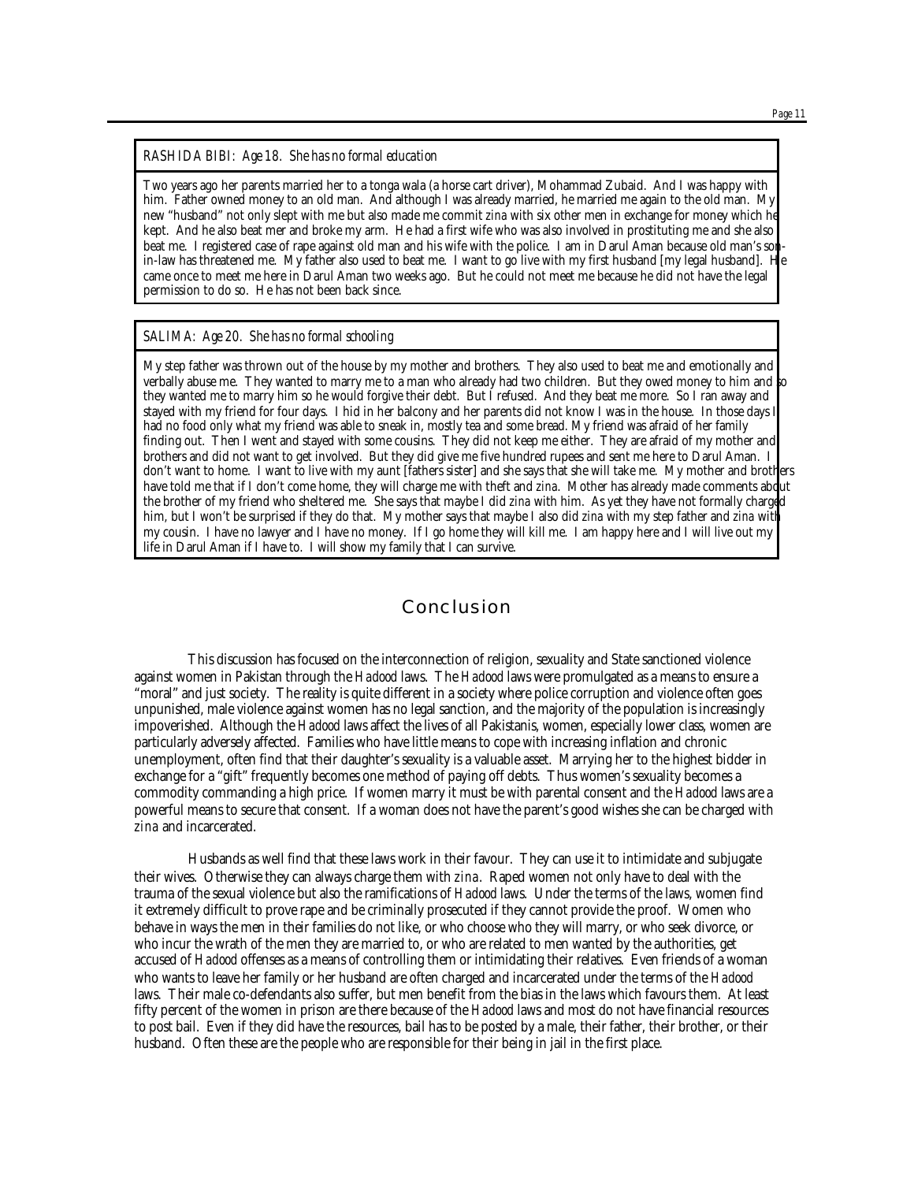*RASHIDA BIBI: Age 18. She has no formal education*

Two years ago her parents married her to a tonga wala (a horse cart driver), Mohammad Zubaid. And I was happy with him. Father owned money to an old man. And although I was already married, he married me again to the old man. My new "husband" not only slept with me but also made me commit *zina* with six other men in exchange for money which he kept. And he also beat mer and broke my arm. He had a first wife who was also involved in prostituting me and she also beat me. I registered case of rape against old man and his wife with the police. I am in Darul Aman because old man's son-in-law has threatened me. My father also used to beat me. I want to go live with my first husband [my legal husband]. He came once to meet me here in Darul Aman two weeks ago. But he could not meet me because he did not have the legal permission to do so. He has not been back since.

*SALIMA: Age 20. She has no formal schooling*

My step father was thrown out of the house by my mother and brothers. They also used to beat me and emotionally and verbally abuse me. They wanted to marry me to a man who already had two children. But they owed money to him and so they wanted me to marry him so he would forgive their debt. But I refused. And they beat me more. So I ran away and stayed with my friend for four days. I hid in her balcony and her parents did not know I was in the house. In those days I had no food only what my friend was able to sneak in, mostly tea and some bread. My friend was afraid of her family finding out. Then I went and stayed with some cousins. They did not keep me either. They are afraid of my mother and brothers and did not want to get involved. But they did give me five hundred rupees and sent me here to Darul Aman. I don't want to home. I want to live with my aunt [fathers sister] and she says that she will take me. My mother and brothers have told me that if I don't come home, they will charge me with theft and *zina*. Mother has already made comments about the brother of my friend who sheltered me. She says that maybe I did *zina* with him. As yet they have not formally charged him, but I won't be surprised if they do that. My mother says that maybe I also did *zina* with my step father and *zina* with my cousin. I have no lawyer and I have no money. If I go home they will kill me. I am happy here and I will live out my life in Darul Aman if I have to. I will show my family that I can survive.

## Conclusion

This discussion has focused on the interconnection of religion, sexuality and State sanctioned violence against women in Pakistan through the *Hadood* laws. The *Hadood* laws were promulgated as a means to ensure a "moral" and just society. The reality is quite different in a society where police corruption and violence often goes unpunished, male violence against women has no legal sanction, and the majority of the population is increasingly impoverished. Although the *Hadood* laws affect the lives of all Pakistanis, women, especially lower class, women are particularly adversely affected. Families who have little means to cope with increasing inflation and chronic unemployment, often find that their daughter's sexuality is a valuable asset. Marrying her to the highest bidder in exchange for a "gift" frequently becomes one method of paying off debts. Thus women's sexuality becomes a commodity commanding a high price. If women marry it must be with parental consent and the *Hadood* laws are a powerful means to secure that consent. If a woman does not have the parent's good wishes she can be charged with *zina* and incarcerated.

Husbands as well find that these laws work in their favour. They can use it to intimidate and subjugate their wives. Otherwise they can always charge them with *zina*. Raped women not only have to deal with the trauma of the sexual violence but also the ramifications of *Hadood* laws. Under the terms of the laws, women find it extremely difficult to prove rape and be criminally prosecuted if they cannot provide the proof. Women who behave in ways the men in their families do not like, or who choose who they will marry, or who seek divorce, or who incur the wrath of the men they are married to, or who are related to men wanted by the authorities, get accused of *Hadood* offenses as a means of controlling them or intimidating their relatives. Even friends of a woman who wants to leave her family or her husband are often charged and incarcerated under the terms of the *Hadood* laws. Their male co-defendants also suffer, but men benefit from the bias in the laws which favours them. At least fifty percent of the women in prison are there because of the *Hadood* laws and most do not have financial resources to post bail. Even if they did have the resources, bail has to be posted by a male, their father, their brother, or their husband. Often these are the people who are responsible for their being in jail in the first place.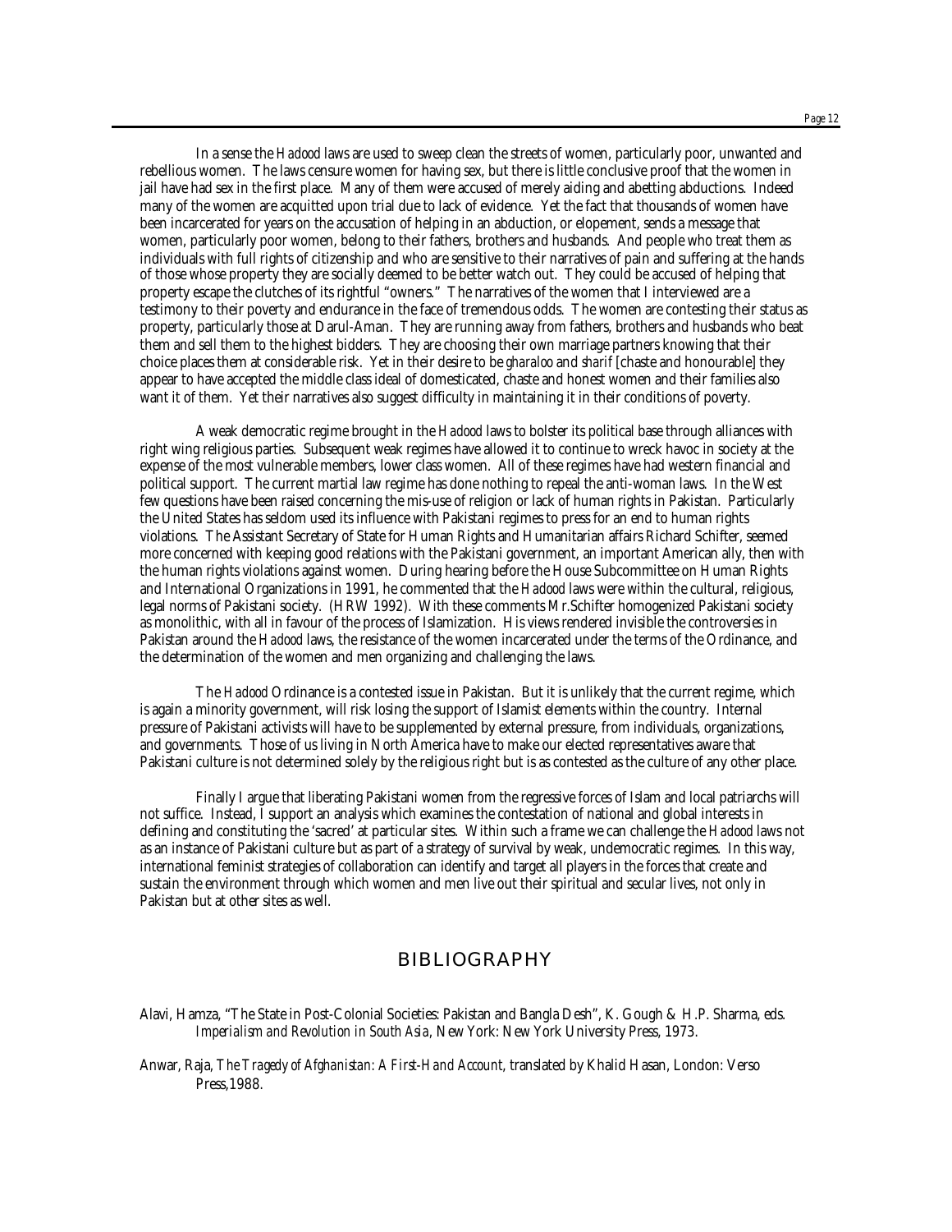In a sense the *Hadood* laws are used to sweep clean the streets of women, particularly poor, unwanted and rebellious women. The laws censure women for having sex, but there is little conclusive proof that the women in jail have had sex in the first place. Many of them were accused of merely aiding and abetting abductions. Indeed many of the women are acquitted upon trial due to lack of evidence. Yet the fact that thousands of women have been incarcerated for years on the accusation of helping in an abduction, or elopement, sends a message that women, particularly poor women, belong to their fathers, brothers and husbands. And people who treat them as individuals with full rights of citizenship and who are sensitive to their narratives of pain and suffering at the hands of those whose property they are socially deemed to be better watch out. They could be accused of helping that property escape the clutches of its rightful "owners." The narratives of the women that I interviewed are a testimony to their poverty and endurance in the face of tremendous odds. The women are contesting their status as property, particularly those at Darul-Aman. They are running away from fathers, brothers and husbands who beat them and sell them to the highest bidders. They are choosing their own marriage partners knowing that their choice places them at considerable risk. Yet in their desire to be *gharaloo* and *sharif* [chaste and honourable] they appear to have accepted the middle class ideal of domesticated, chaste and honest women and their families also want it of them. Yet their narratives also suggest difficulty in maintaining it in their conditions of poverty.

A weak democratic regime brought in the *Hadood* laws to bolster its political base through alliances with right wing religious parties. Subsequent weak regimes have allowed it to continue to wreck havoc in society at the expense of the most vulnerable members, lower class women. All of these regimes have had western financial and political support. The current martial law regime has done nothing to repeal the anti-woman laws. In the West few questions have been raised concerning the mis-use of religion or lack of human rights in Pakistan. Particularly the United States has seldom used its influence with Pakistani regimes to press for an end to human rights violations. The Assistant Secretary of State for Human Rights and Humanitarian affairs Richard Schifter, seemed more concerned with keeping good relations with the Pakistani government, an important American ally, then with the human rights violations against women. During hearing before the House Subcommittee on Human Rights and International Organizations in 1991, he commented that the *Hadood* laws were within the cultural, religious, legal norms of Pakistani society. (HRW 1992). With these comments Mr.Schifter homogenized Pakistani society as monolithic, with all in favour of the process of Islamization. His views rendered invisible the controversies in Pakistan around the *Hadood* laws, the resistance of the women incarcerated under the terms of the Ordinance, and the determination of the women and men organizing and challenging the laws.

The *Hadood* Ordinance is a contested issue in Pakistan. But it is unlikely that the current regime, which is again a minority government, will risk losing the support of Islamist elements within the country. Internal pressure of Pakistani activists will have to be supplemented by external pressure, from individuals, organizations, and governments. Those of us living in North America have to make our elected representatives aware that Pakistani culture is not determined solely by the religious right but is as contested as the culture of any other place.

Finally I argue that liberating Pakistani women from the regressive forces of Islam and local patriarchs will not suffice. Instead, I support an analysis which examines the contestation of national and global interests in defining and constituting the 'sacred' at particular sites. Within such a frame we can challenge the *Hadood* laws not as an instance of Pakistani culture but as part of a strategy of survival by weak, undemocratic regimes. In this way, international feminist strategies of collaboration can identify and target all players in the forces that create and sustain the environment through which women and men live out their spiritual and secular lives, not only in Pakistan but at other sites as well.

## BIBLIOGRAPHY

Alavi, Hamza, "The State in Post-Colonial Societies: Pakistan and Bangla Desh", K. Gough & H.P. Sharma, eds. *Imperialism and Revolution in South Asia*, New York: New York University Press, 1973.

Anwar, Raja, *The Tragedy of Afghanistan: A First-Hand Account*, translated by Khalid Hasan, London: Verso Press,1988.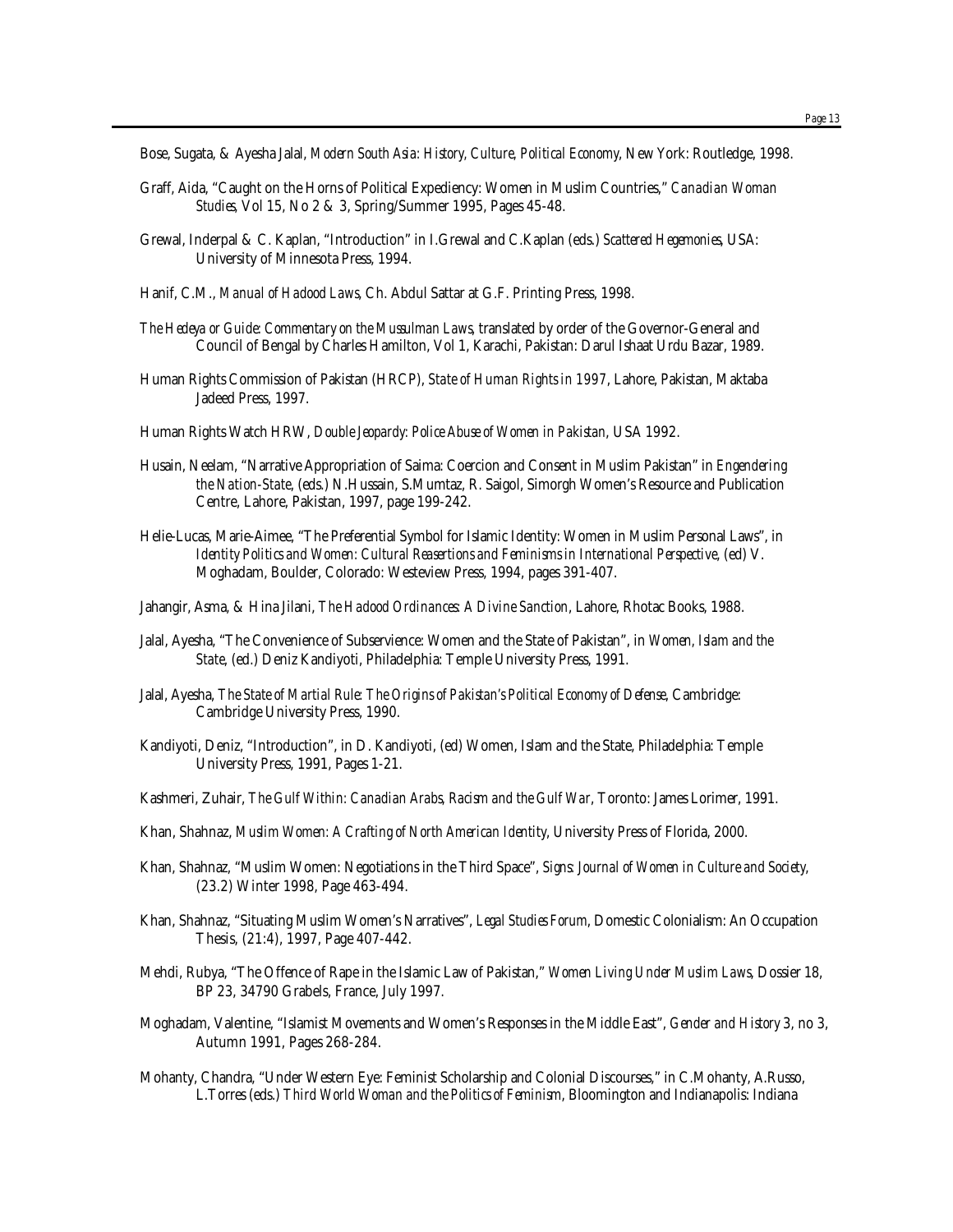Bose, Sugata, & Ayesha Jalal, *Modern South Asia: History, Culture, Political Economy*, New York: Routledge, 1998.

Graff, Aida, "Caught on the Horns of Political Expediency: Women in Muslim Countries," *Canadian Woman Studies*, Vol 15, No 2 & 3, Spring/Summer 1995, Pages 45-48.

Grewal, Inderpal & C. Kaplan, "Introduction" in I.Grewal and C.Kaplan (eds.) *Scattered Hegemonies*, USA: University of Minnesota Press, 1994.

Hanif, C.M., *Manual of Hadood Laws*, Ch. Abdul Sattar at G.F. Printing Press, 1998.

*The Hedeya or Guide: Commentary on the Mussulman Laws*, translated by order of the Governor-General and Council of Bengal by Charles Hamilton, Vol 1, Karachi, Pakistan: Darul Ishaat Urdu Bazar, 1989.

Human Rights Commission of Pakistan (HRCP), *State of Human Rights in 1997*, Lahore, Pakistan, Maktaba Jadeed Press, 1997.

Human Rights Watch HRW, *Double Jeopardy: Police Abuse of Women in Pakistan*, USA 1992.

Husain, Neelam, "Narrative Appropriation of Saima: Coercion and Consent in Muslim Pakistan" in *Engendering the Nation-State*, (eds.) N.Hussain, S.Mumtaz, R. Saigol, Simorgh Women's Resource and Publication Centre, Lahore, Pakistan, 1997, page 199-242.

Helie-Lucas, Marie-Aimee, "The Preferential Symbol for Islamic Identity: Women in Muslim Personal Laws", in *Identity Politics and Women: Cultural Reasertions and Feminisms in International Perspective*, (ed) V. Moghadam, Boulder, Colorado: Westeview Press, 1994, pages 391-407.

Jahangir, Asma, & Hina Jilani, *The Hadood Ordinances: A Divine Sanction*, Lahore, Rhotac Books, 1988.

Jalal, Ayesha, "The Convenience of Subservience: Women and the State of Pakistan", in *Women, Islam and the State*, (ed.) Deniz Kandiyoti, Philadelphia: Temple University Press, 1991.

Jalal, Ayesha, *The State of Martial Rule: The Origins of Pakistan's Political Economy of Defense*, Cambridge: Cambridge University Press, 1990.

Kandiyoti, Deniz, "Introduction", in D. Kandiyoti, (ed) Women, Islam and the State, Philadelphia: Temple University Press, 1991, Pages 1-21.

Kashmeri, Zuhair, *The Gulf Within: Canadian Arabs, Racism and the Gulf War*, Toronto: James Lorimer, 1991.

Khan, Shahnaz, *Muslim Women: A Crafting of North American Identity*, University Press of Florida, 2000.

Khan, Shahnaz, "Muslim Women: Negotiations in the Third Space", *Signs: Journal of Women in Culture and Society*, (23.2) Winter 1998, Page 463-494.

Khan, Shahnaz, "Situating Muslim Women's Narratives", *Legal Studies Forum*, Domestic Colonialism: An Occupation Thesis, (21:4), 1997, Page 407-442.

Mehdi, Rubya, "The Offence of Rape in the Islamic Law of Pakistan," *Women Living Under Muslim Laws*, Dossier 18, BP 23, 34790 Grabels, France, July 1997.

Moghadam, Valentine, "Islamist Movements and Women's Responses in the Middle East", *Gender and History* 3, no 3, Autumn 1991, Pages 268-284.

Mohanty, Chandra, "Under Western Eye: Feminist Scholarship and Colonial Discourses," in C.Mohanty, A.Russo, L.Torres (eds.) *Third World Woman and the Politics of Feminism*, Bloomington and Indianapolis: Indiana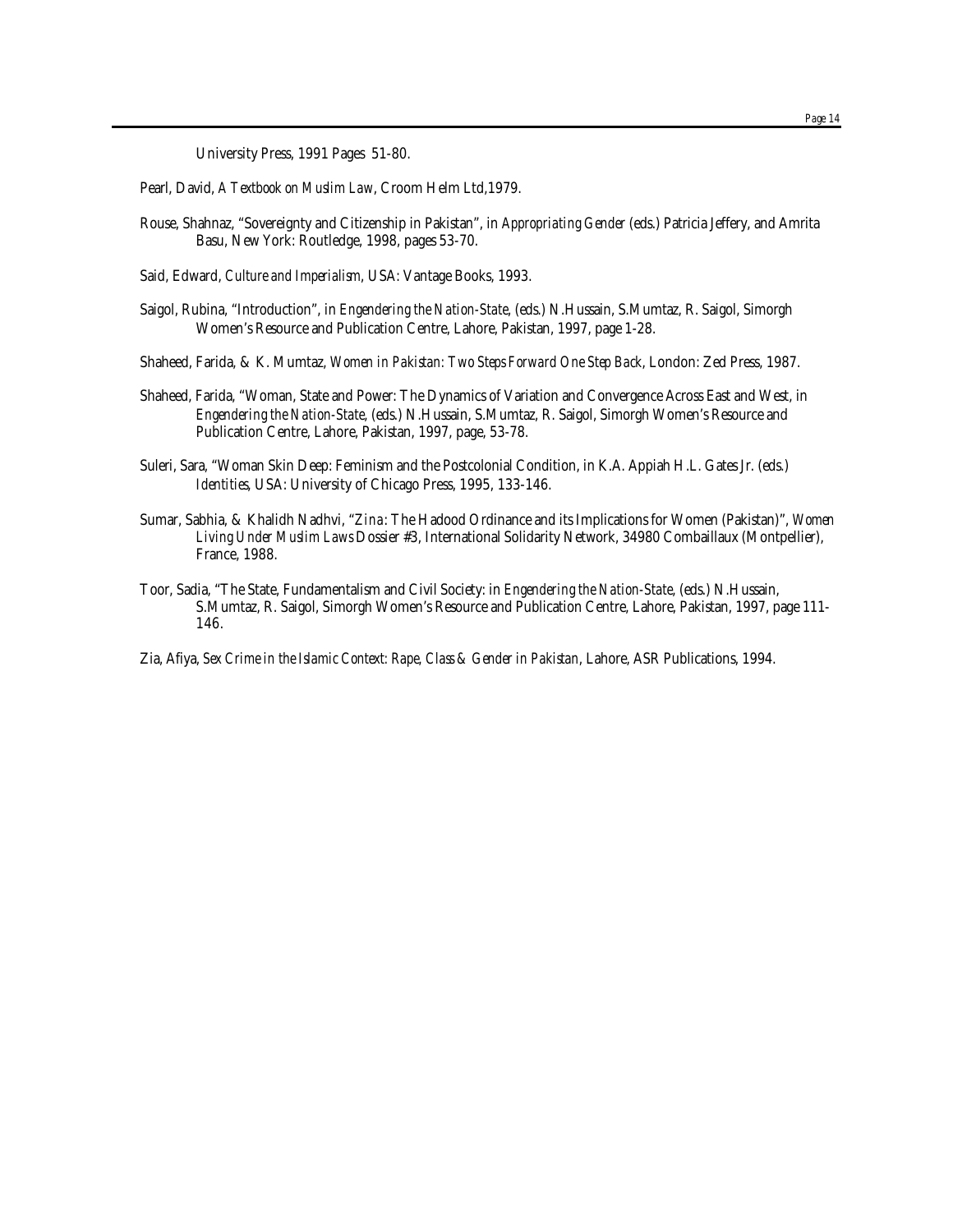University Press, 1991 Pages 51-80.

Pearl, David, *A Textbook on Muslim Law*, Croom Helm Ltd,1979.

Rouse, Shahnaz, "Sovereignty and Citizenship in Pakistan", in *Appropriating Gender* (eds.) Patricia Jeffery, and Amrita Basu, New York: Routledge, 1998, pages 53-70.

Said, Edward, *Culture and Imperialism*, USA: Vantage Books, 1993.

Saigol, Rubina, "Introduction", in *Engendering the Nation-State*, (eds.) N.Hussain, S.Mumtaz, R. Saigol, Simorgh Women's Resource and Publication Centre, Lahore, Pakistan, 1997, page 1-28.

Shaheed, Farida, & K. Mumtaz, *Women in Pakistan: Two Steps Forward One Step Back*, London: Zed Press, 1987.

Shaheed, Farida, "Woman, State and Power: The Dynamics of Variation and Convergence Across East and West, in *Engendering the Nation-State*, (eds.) N.Hussain, S.Mumtaz, R. Saigol, Simorgh Women's Resource and Publication Centre, Lahore, Pakistan, 1997, page, 53-78.

Suleri, Sara, "Woman Skin Deep: Feminism and the Postcolonial Condition, in K.A. Appiah H.L. Gates Jr. (eds.) *Identities*, USA: University of Chicago Press, 1995, 133-146.

Sumar, Sabhia, & Khalidh Nadhvi, "*Zina*: The Hadood Ordinance and its Implications for Women (Pakistan)", *Women Living Under Muslim Laws* Dossier #3, International Solidarity Network, 34980 Combaillaux (Montpellier), France, 1988.

Toor, Sadia, "The State, Fundamentalism and Civil Society: in *Engendering the Nation-State*, (eds.) N.Hussain, S.Mumtaz, R. Saigol, Simorgh Women's Resource and Publication Centre, Lahore, Pakistan, 1997, page 111-146.

Zia, Afiya, *Sex Crime in the Islamic Context: Rape, Class & Gender in Pakistan*, Lahore, ASR Publications, 1994.